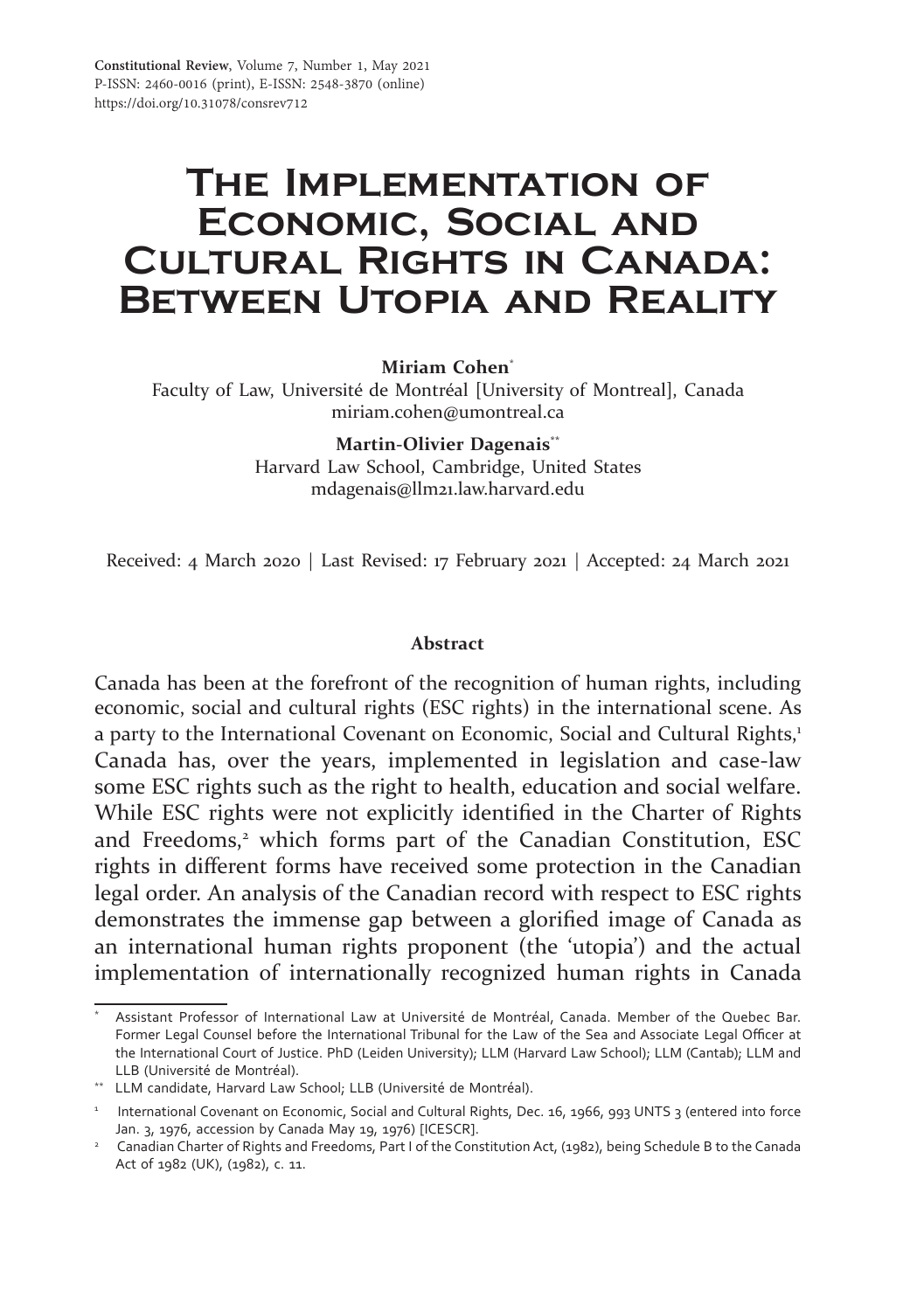Constitutional Review, Volume 7, Number 1, May 2021
P-ISSN: 2460-0016 (print), E-ISSN: 2548-3870 (online)
https://doi.org/10.31078/consrev712

# The Implementation of Economic, Social and Cultural Rights in Canada: Between Utopia and Reality

**Miriam Cohen***
Faculty of Law, Université de Montréal [University of Montreal], Canada
miriam.cohen@umontreal.ca

**Martin-Olivier Dagenais****
Harvard Law School, Cambridge, United States
mdagenais@llm21.law.harvard.edu

Received: 4 March 2020 | Last Revised: 17 February 2021 | Accepted: 24 March 2021

**Abstract**

Canada has been at the forefront of the recognition of human rights, including economic, social and cultural rights (ESC rights) in the international scene. As a party to the International Covenant on Economic, Social and Cultural Rights,[1] Canada has, over the years, implemented in legislation and case-law some ESC rights such as the right to health, education and social welfare. While ESC rights were not explicitly identified in the Charter of Rights and Freedoms,[2] which forms part of the Canadian Constitution, ESC rights in different forms have received some protection in the Canadian legal order. An analysis of the Canadian record with respect to ESC rights demonstrates the immense gap between a glorified image of Canada as an international human rights proponent (the 'utopia') and the actual implementation of internationally recognized human rights in Canada

---

\* Assistant Professor of International Law at Université de Montréal, Canada. Member of the Quebec Bar. Former Legal Counsel before the International Tribunal for the Law of the Sea and Associate Legal Officer at the International Court of Justice. PhD (Leiden University); LLM (Harvard Law School); LLM (Cantab); LLM and LLB (Université de Montréal).

\*\* LLM candidate, Harvard Law School; LLB (Université de Montréal).

1 International Covenant on Economic, Social and Cultural Rights, Dec. 16, 1966, 993 UNTS 3 (entered into force Jan. 3, 1976, accession by Canada May 19, 1976) [ICESCR].

2 Canadian Charter of Rights and Freedoms, Part I of the Constitution Act, (1982), being Schedule B to the Canada Act of 1982 (UK), (1982), c. 11.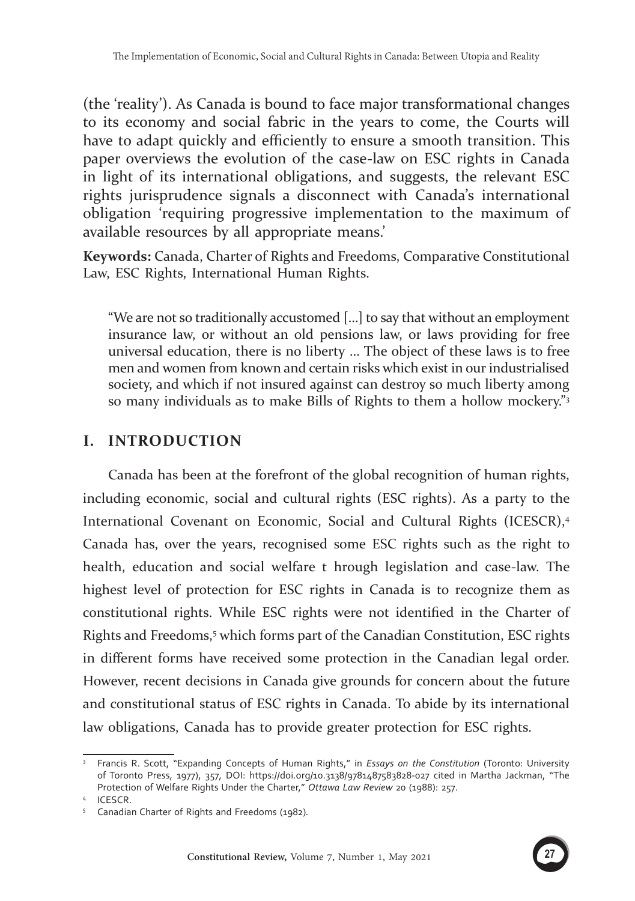(the 'reality'). As Canada is bound to face major transformational changes to its economy and social fabric in the years to come, the Courts will have to adapt quickly and efficiently to ensure a smooth transition. This paper overviews the evolution of the case-law on ESC rights in Canada in light of its international obligations, and suggests, the relevant ESC rights jurisprudence signals a disconnect with Canada's international obligation 'requiring progressive implementation to the maximum of available resources by all appropriate means.'

**Keywords:** Canada, Charter of Rights and Freedoms, Comparative Constitutional Law, ESC Rights, International Human Rights.

> "We are not so traditionally accustomed [...] to say that without an employment insurance law, or without an old pensions law, or laws providing for free universal education, there is no liberty ... The object of these laws is to free men and women from known and certain risks which exist in our industrialised society, and which if not insured against can destroy so much liberty among so many individuals as to make Bills of Rights to them a hollow mockery."[3]

## I. INTRODUCTION

Canada has been at the forefront of the global recognition of human rights, including economic, social and cultural rights (ESC rights). As a party to the International Covenant on Economic, Social and Cultural Rights (ICESCR),[4] Canada has, over the years, recognised some ESC rights such as the right to health, education and social welfare t hrough legislation and case-law. The highest level of protection for ESC rights in Canada is to recognize them as constitutional rights. While ESC rights were not identified in the Charter of Rights and Freedoms,[5] which forms part of the Canadian Constitution, ESC rights in different forms have received some protection in the Canadian legal order. However, recent decisions in Canada give grounds for concern about the future and constitutional status of ESC rights in Canada. To abide by its international law obligations, Canada has to provide greater protection for ESC rights.

---

[3] Francis R. Scott, "Expanding Concepts of Human Rights," in *Essays on the Constitution* (Toronto: University of Toronto Press, 1977), 357, DOI: https://doi.org/10.3138/9781487583828-027 cited in Martha Jackman, "The Protection of Welfare Rights Under the Charter," *Ottawa Law Review* 20 (1988): 257.

[4] ICESCR.

[5] Canadian Charter of Rights and Freedoms (1982).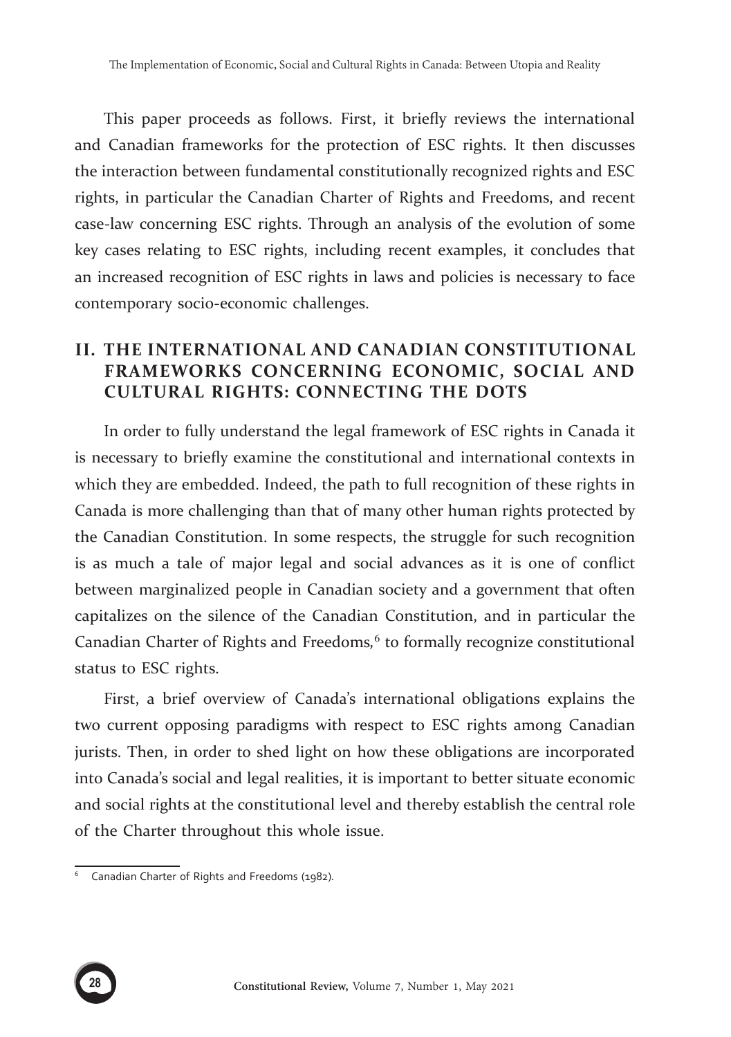This paper proceeds as follows. First, it briefly reviews the international and Canadian frameworks for the protection of ESC rights. It then discusses the interaction between fundamental constitutionally recognized rights and ESC rights, in particular the Canadian Charter of Rights and Freedoms, and recent case-law concerning ESC rights. Through an analysis of the evolution of some key cases relating to ESC rights, including recent examples, it concludes that an increased recognition of ESC rights in laws and policies is necessary to face contemporary socio-economic challenges.

## II. THE INTERNATIONAL AND CANADIAN CONSTITUTIONAL FRAMEWORKS CONCERNING ECONOMIC, SOCIAL AND CULTURAL RIGHTS: CONNECTING THE DOTS

In order to fully understand the legal framework of ESC rights in Canada it is necessary to briefly examine the constitutional and international contexts in which they are embedded. Indeed, the path to full recognition of these rights in Canada is more challenging than that of many other human rights protected by the Canadian Constitution. In some respects, the struggle for such recognition is as much a tale of major legal and social advances as it is one of conflict between marginalized people in Canadian society and a government that often capitalizes on the silence of the Canadian Constitution, and in particular the Canadian Charter of Rights and Freedoms,[6] to formally recognize constitutional status to ESC rights.

First, a brief overview of Canada's international obligations explains the two current opposing paradigms with respect to ESC rights among Canadian jurists. Then, in order to shed light on how these obligations are incorporated into Canada's social and legal realities, it is important to better situate economic and social rights at the constitutional level and thereby establish the central role of the Charter throughout this whole issue.

[6] Canadian Charter of Rights and Freedoms (1982).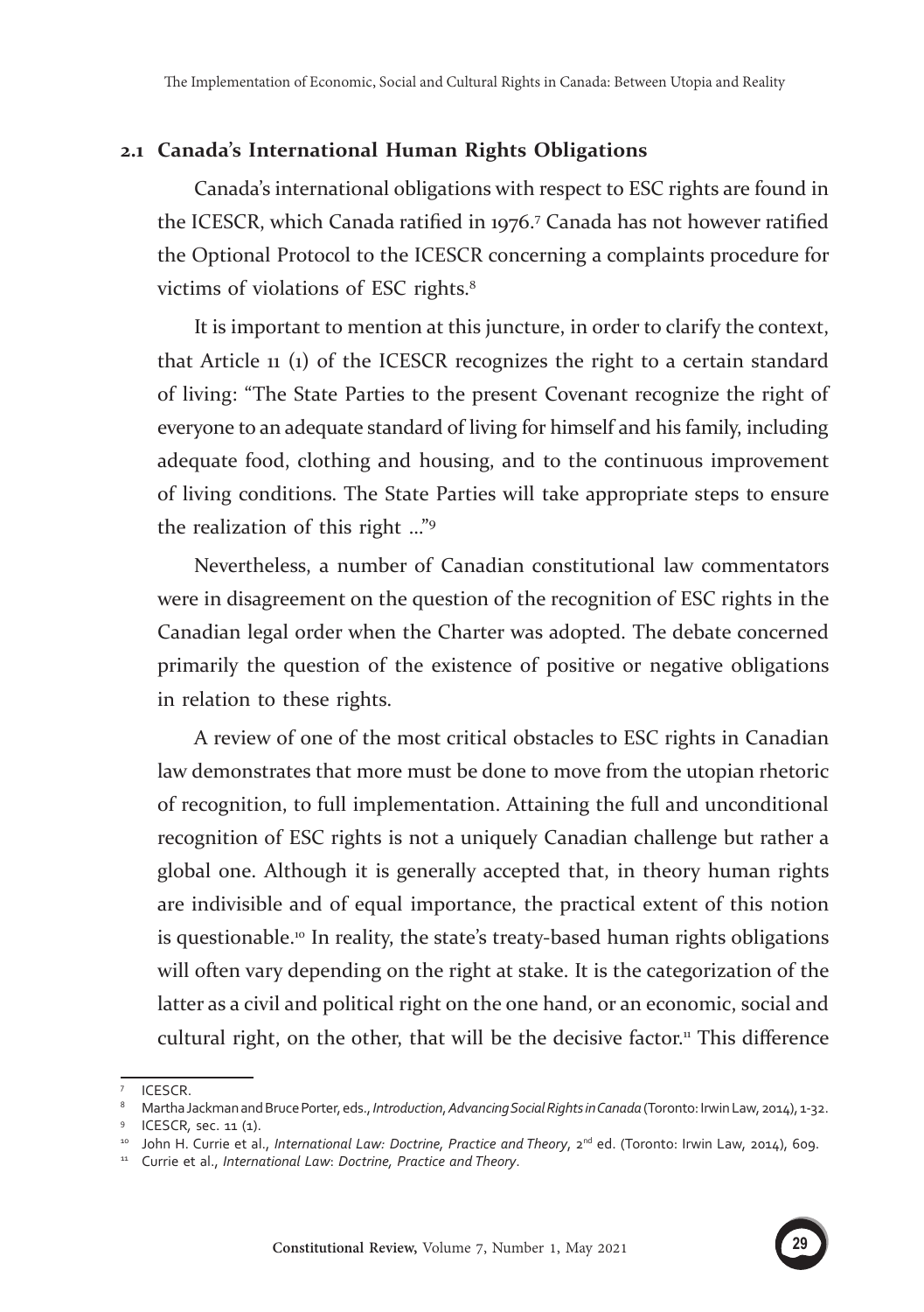## 2.1 Canada's International Human Rights Obligations

Canada's international obligations with respect to ESC rights are found in the ICESCR, which Canada ratified in 1976.[7] Canada has not however ratified the Optional Protocol to the ICESCR concerning a complaints procedure for victims of violations of ESC rights.[8]

It is important to mention at this juncture, in order to clarify the context, that Article 11 (1) of the ICESCR recognizes the right to a certain standard of living: "The State Parties to the present Covenant recognize the right of everyone to an adequate standard of living for himself and his family, including adequate food, clothing and housing, and to the continuous improvement of living conditions. The State Parties will take appropriate steps to ensure the realization of this right …"[9]

Nevertheless, a number of Canadian constitutional law commentators were in disagreement on the question of the recognition of ESC rights in the Canadian legal order when the Charter was adopted. The debate concerned primarily the question of the existence of positive or negative obligations in relation to these rights.

A review of one of the most critical obstacles to ESC rights in Canadian law demonstrates that more must be done to move from the utopian rhetoric of recognition, to full implementation. Attaining the full and unconditional recognition of ESC rights is not a uniquely Canadian challenge but rather a global one. Although it is generally accepted that, in theory human rights are indivisible and of equal importance, the practical extent of this notion is questionable.[10] In reality, the state's treaty-based human rights obligations will often vary depending on the right at stake. It is the categorization of the latter as a civil and political right on the one hand, or an economic, social and cultural right, on the other, that will be the decisive factor.[11] This difference

---

[7] ICESCR.

[8] Martha Jackman and Bruce Porter, eds., *Introduction, Advancing Social Rights in Canada* (Toronto: Irwin Law, 2014), 1-32.

[9] ICESCR, sec. 11 (1).

[10] John H. Currie et al., *International Law: Doctrine, Practice and Theory*, 2nd ed. (Toronto: Irwin Law, 2014), 609.

[11] Currie et al., *International Law: Doctrine, Practice and Theory*.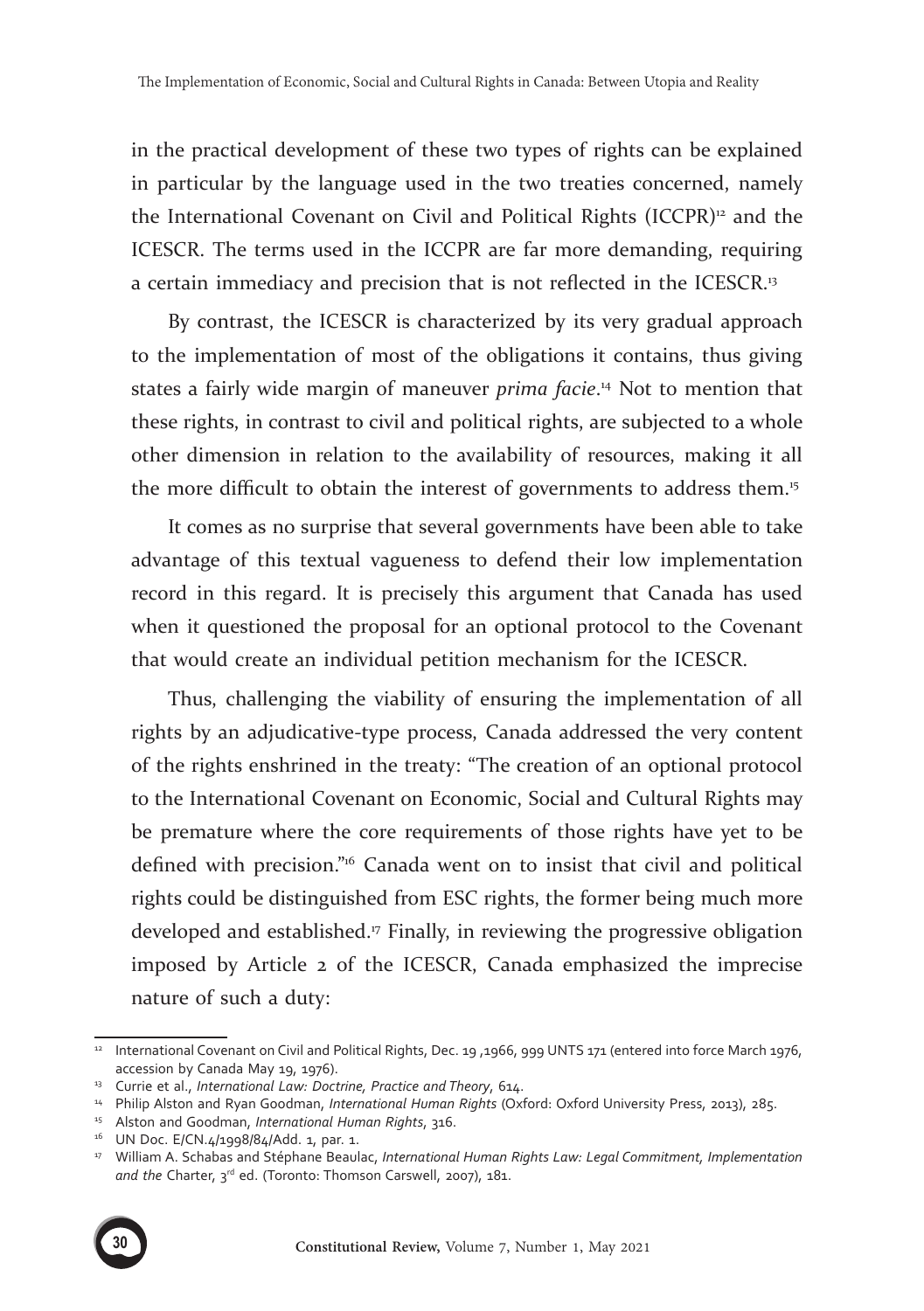in the practical development of these two types of rights can be explained in particular by the language used in the two treaties concerned, namely the International Covenant on Civil and Political Rights (ICCPR)[12] and the ICESCR. The terms used in the ICCPR are far more demanding, requiring a certain immediacy and precision that is not reflected in the ICESCR.[13]

By contrast, the ICESCR is characterized by its very gradual approach to the implementation of most of the obligations it contains, thus giving states a fairly wide margin of maneuver *prima facie*.[14] Not to mention that these rights, in contrast to civil and political rights, are subjected to a whole other dimension in relation to the availability of resources, making it all the more difficult to obtain the interest of governments to address them.[15]

It comes as no surprise that several governments have been able to take advantage of this textual vagueness to defend their low implementation record in this regard. It is precisely this argument that Canada has used when it questioned the proposal for an optional protocol to the Covenant that would create an individual petition mechanism for the ICESCR.

Thus, challenging the viability of ensuring the implementation of all rights by an adjudicative-type process, Canada addressed the very content of the rights enshrined in the treaty: "The creation of an optional protocol to the International Covenant on Economic, Social and Cultural Rights may be premature where the core requirements of those rights have yet to be defined with precision."[16] Canada went on to insist that civil and political rights could be distinguished from ESC rights, the former being much more developed and established.[17] Finally, in reviewing the progressive obligation imposed by Article 2 of the ICESCR, Canada emphasized the imprecise nature of such a duty:

---

[12] International Covenant on Civil and Political Rights, Dec. 19 ,1966, 999 UNTS 171 (entered into force March 1976, accession by Canada May 19, 1976).

[13] Currie et al., *International Law: Doctrine, Practice and Theory*, 614.

[14] Philip Alston and Ryan Goodman, *International Human Rights* (Oxford: Oxford University Press, 2013), 285.

[15] Alston and Goodman, *International Human Rights*, 316.

[16] UN Doc. E/CN.4/1998/84/Add. 1, par. 1.

[17] William A. Schabas and Stéphane Beaulac, *International Human Rights Law: Legal Commitment, Implementation and the* Charter, 3rd ed. (Toronto: Thomson Carswell, 2007), 181.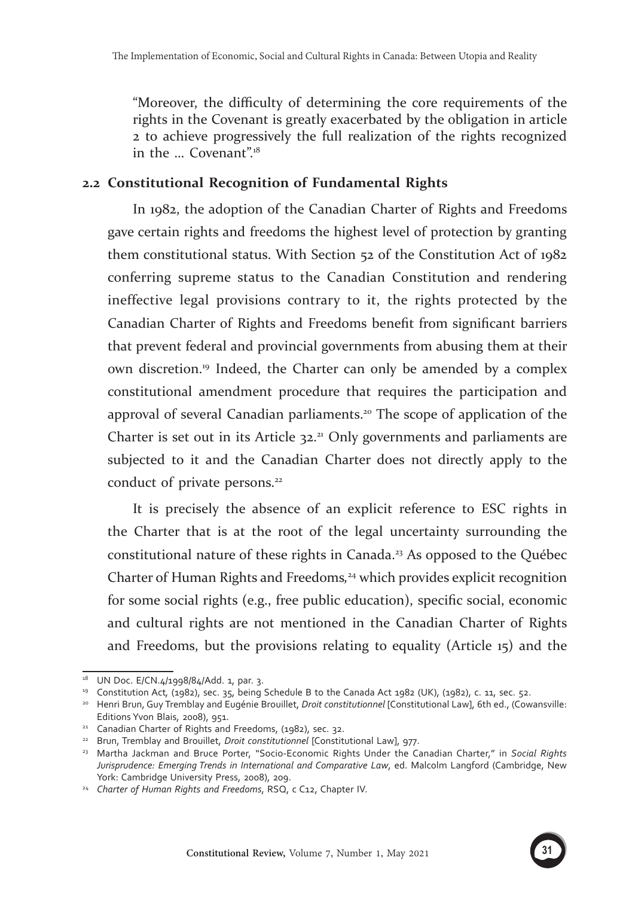"Moreover, the difficulty of determining the core requirements of the rights in the Covenant is greatly exacerbated by the obligation in article 2 to achieve progressively the full realization of the rights recognized in the ... Covenant".[18]

## 2.2 Constitutional Recognition of Fundamental Rights

In 1982, the adoption of the Canadian Charter of Rights and Freedoms gave certain rights and freedoms the highest level of protection by granting them constitutional status. With Section 52 of the Constitution Act of 1982 conferring supreme status to the Canadian Constitution and rendering ineffective legal provisions contrary to it, the rights protected by the Canadian Charter of Rights and Freedoms benefit from significant barriers that prevent federal and provincial governments from abusing them at their own discretion.[19] Indeed, the Charter can only be amended by a complex constitutional amendment procedure that requires the participation and approval of several Canadian parliaments.[20] The scope of application of the Charter is set out in its Article 32.[21] Only governments and parliaments are subjected to it and the Canadian Charter does not directly apply to the conduct of private persons.[22]

It is precisely the absence of an explicit reference to ESC rights in the Charter that is at the root of the legal uncertainty surrounding the constitutional nature of these rights in Canada.[23] As opposed to the Québec Charter of Human Rights and Freedoms,[24] which provides explicit recognition for some social rights (e.g., free public education), specific social, economic and cultural rights are not mentioned in the Canadian Charter of Rights and Freedoms, but the provisions relating to equality (Article 15) and the

---

[18] UN Doc. E/CN.4/1998/84/Add. 1, par. 3.

[19] Constitution Act, (1982), sec. 35, being Schedule B to the Canada Act 1982 (UK), (1982), c. 11, sec. 52.

[20] Henri Brun, Guy Tremblay and Eugénie Brouillet, *Droit constitutionnel* [Constitutional Law], 6th ed., (Cowansville: Editions Yvon Blais, 2008), 951.

[21] Canadian Charter of Rights and Freedoms, (1982), sec. 32.

[22] Brun, Tremblay and Brouillet, *Droit constitutionnel* [Constitutional Law], 977.

[23] Martha Jackman and Bruce Porter, "Socio-Economic Rights Under the Canadian Charter," in *Social Rights Jurisprudence: Emerging Trends in International and Comparative Law*, ed. Malcolm Langford (Cambridge, New York: Cambridge University Press, 2008), 209.

[24] *Charter of Human Rights and Freedoms*, RSQ, c C12, Chapter IV.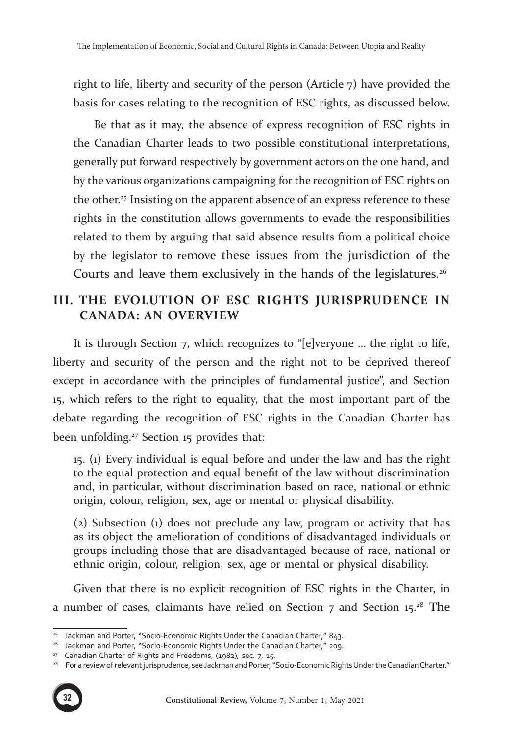right to life, liberty and security of the person (Article 7) have provided the basis for cases relating to the recognition of ESC rights, as discussed below.

Be that as it may, the absence of express recognition of ESC rights in the Canadian Charter leads to two possible constitutional interpretations, generally put forward respectively by government actors on the one hand, and by the various organizations campaigning for the recognition of ESC rights on the other.[25] Insisting on the apparent absence of an express reference to these rights in the constitution allows governments to evade the responsibilities related to them by arguing that said absence results from a political choice by the legislator to remove these issues from the jurisdiction of the Courts and leave them exclusively in the hands of the legislatures.[26]

## III. THE EVOLUTION OF ESC RIGHTS JURISPRUDENCE IN CANADA: AN OVERVIEW

It is through Section 7, which recognizes to "[e]veryone ... the right to life, liberty and security of the person and the right not to be deprived thereof except in accordance with the principles of fundamental justice", and Section 15, which refers to the right to equality, that the most important part of the debate regarding the recognition of ESC rights in the Canadian Charter has been unfolding.[27] Section 15 provides that:

> 15. (1) Every individual is equal before and under the law and has the right to the equal protection and equal benefit of the law without discrimination and, in particular, without discrimination based on race, national or ethnic origin, colour, religion, sex, age or mental or physical disability.
>
> (2) Subsection (1) does not preclude any law, program or activity that has as its object the amelioration of conditions of disadvantaged individuals or groups including those that are disadvantaged because of race, national or ethnic origin, colour, religion, sex, age or mental or physical disability.

Given that there is no explicit recognition of ESC rights in the Charter, in a number of cases, claimants have relied on Section 7 and Section 15.[28] The

---

[25] Jackman and Porter, "Socio-Economic Rights Under the Canadian Charter," 843.

[26] Jackman and Porter, "Socio-Economic Rights Under the Canadian Charter," 209.

[27] Canadian Charter of Rights and Freedoms, (1982), sec. 7, 15.

[28] For a review of relevant jurisprudence, see Jackman and Porter, "Socio-Economic Rights Under the Canadian Charter."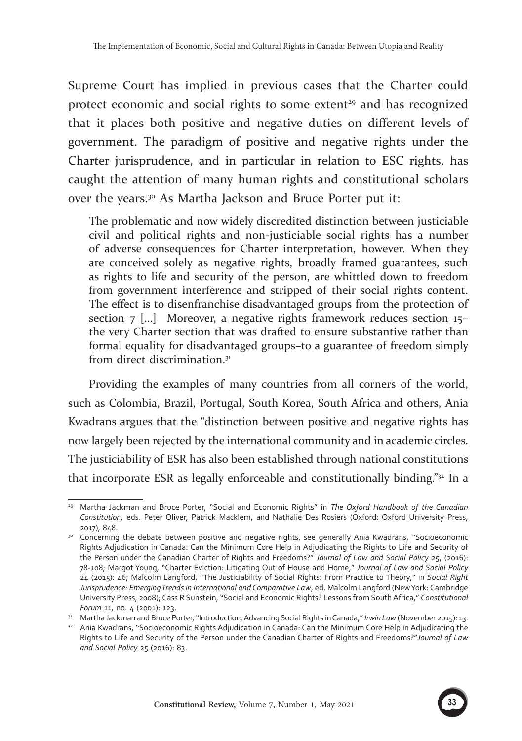Supreme Court has implied in previous cases that the Charter could protect economic and social rights to some extent[29] and has recognized that it places both positive and negative duties on different levels of government. The paradigm of positive and negative rights under the Charter jurisprudence, and in particular in relation to ESC rights, has caught the attention of many human rights and constitutional scholars over the years.[30] As Martha Jackson and Bruce Porter put it:

> The problematic and now widely discredited distinction between justiciable civil and political rights and non-justiciable social rights has a number of adverse consequences for Charter interpretation, however. When they are conceived solely as negative rights, broadly framed guarantees, such as rights to life and security of the person, are whittled down to freedom from government interference and stripped of their social rights content. The effect is to disenfranchise disadvantaged groups from the protection of section 7 [...] Moreover, a negative rights framework reduces section 15–the very Charter section that was drafted to ensure substantive rather than formal equality for disadvantaged groups–to a guarantee of freedom simply from direct discrimination.[31]

Providing the examples of many countries from all corners of the world, such as Colombia, Brazil, Portugal, South Korea, South Africa and others, Ania Kwadrans argues that the "distinction between positive and negative rights has now largely been rejected by the international community and in academic circles. The justiciability of ESR has also been established through national constitutions that incorporate ESR as legally enforceable and constitutionally binding."[32] In a

---

[29] Martha Jackman and Bruce Porter, "Social and Economic Rights" in *The Oxford Handbook of the Canadian Constitution,* eds. Peter Oliver, Patrick Macklem, and Nathalie Des Rosiers (Oxford: Oxford University Press, 2017), 848.

[30] Concerning the debate between positive and negative rights, see generally Ania Kwadrans, "Socioeconomic Rights Adjudication in Canada: Can the Minimum Core Help in Adjudicating the Rights to Life and Security of the Person under the Canadian Charter of Rights and Freedoms?" *Journal of Law and Social Policy* 25, (2016): 78-108; Margot Young, "Charter Eviction: Litigating Out of House and Home," *Journal of Law and Social Policy* 24 (2015): 46; Malcolm Langford, "The Justiciability of Social Rights: From Practice to Theory," in *Social Right Jurisprudence: Emerging Trends in International and Comparative Law*, ed. Malcolm Langford (New York: Cambridge University Press, 2008); Cass R Sunstein, "Social and Economic Rights? Lessons from South Africa," *Constitutional Forum* 11, no. 4 (2001): 123.

[31] Martha Jackman and Bruce Porter, "Introduction, Advancing Social Rights in Canada," *Irwin Law* (November 2015): 13.

[32] Ania Kwadrans, "Socioeconomic Rights Adjudication in Canada: Can the Minimum Core Help in Adjudicating the Rights to Life and Security of the Person under the Canadian Charter of Rights and Freedoms?" *Journal of Law and Social Policy* 25 (2016): 83.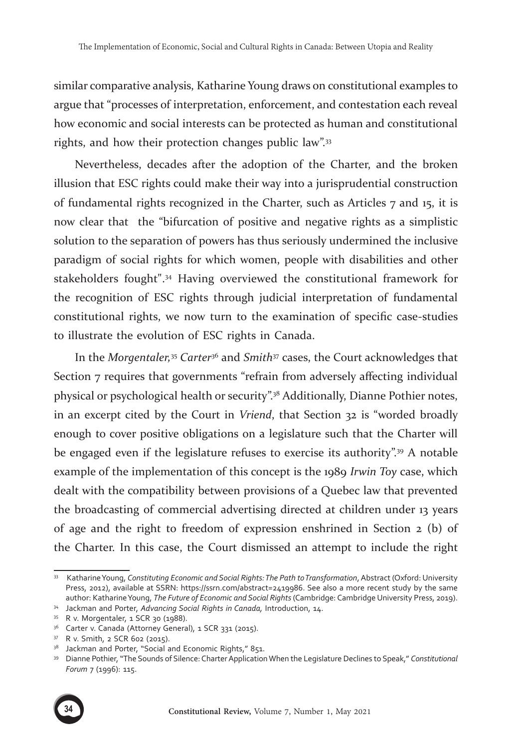similar comparative analysis, Katharine Young draws on constitutional examples to argue that "processes of interpretation, enforcement, and contestation each reveal how economic and social interests can be protected as human and constitutional rights, and how their protection changes public law".[33]

Nevertheless, decades after the adoption of the Charter, and the broken illusion that ESC rights could make their way into a jurisprudential construction of fundamental rights recognized in the Charter, such as Articles 7 and 15, it is now clear that the "bifurcation of positive and negative rights as a simplistic solution to the separation of powers has thus seriously undermined the inclusive paradigm of social rights for which women, people with disabilities and other stakeholders fought".[34] Having overviewed the constitutional framework for the recognition of ESC rights through judicial interpretation of fundamental constitutional rights, we now turn to the examination of specific case-studies to illustrate the evolution of ESC rights in Canada.

In the *Morgentaler*,[35] *Carter*[36] and *Smith*[37] cases, the Court acknowledges that Section 7 requires that governments "refrain from adversely affecting individual physical or psychological health or security".[38] Additionally, Dianne Pothier notes, in an excerpt cited by the Court in *Vriend*, that Section 32 is "worded broadly enough to cover positive obligations on a legislature such that the Charter will be engaged even if the legislature refuses to exercise its authority".[39] A notable example of the implementation of this concept is the 1989 *Irwin Toy* case, which dealt with the compatibility between provisions of a Quebec law that prevented the broadcasting of commercial advertising directed at children under 13 years of age and the right to freedom of expression enshrined in Section 2 (b) of the Charter. In this case, the Court dismissed an attempt to include the right

---

[33] Katharine Young, *Constituting Economic and Social Rights: The Path to Transformation*, Abstract (Oxford: University Press, 2012), available at SSRN: https://ssrn.com/abstract=2419986. See also a more recent study by the same author: Katharine Young, *The Future of Economic and Social Rights* (Cambridge: Cambridge University Press, 2019).

[34] Jackman and Porter, *Advancing Social Rights in Canada,* Introduction, 14.

[35] R v. Morgentaler, 1 SCR 30 (1988).

[36] Carter v. Canada (Attorney General), 1 SCR 331 (2015).

[37] R v. Smith, 2 SCR 602 (2015).

[38] Jackman and Porter, "Social and Economic Rights," 851.

[39] Dianne Pothier, "The Sounds of Silence: Charter Application When the Legislature Declines to Speak," *Constitutional Forum* 7 (1996): 115.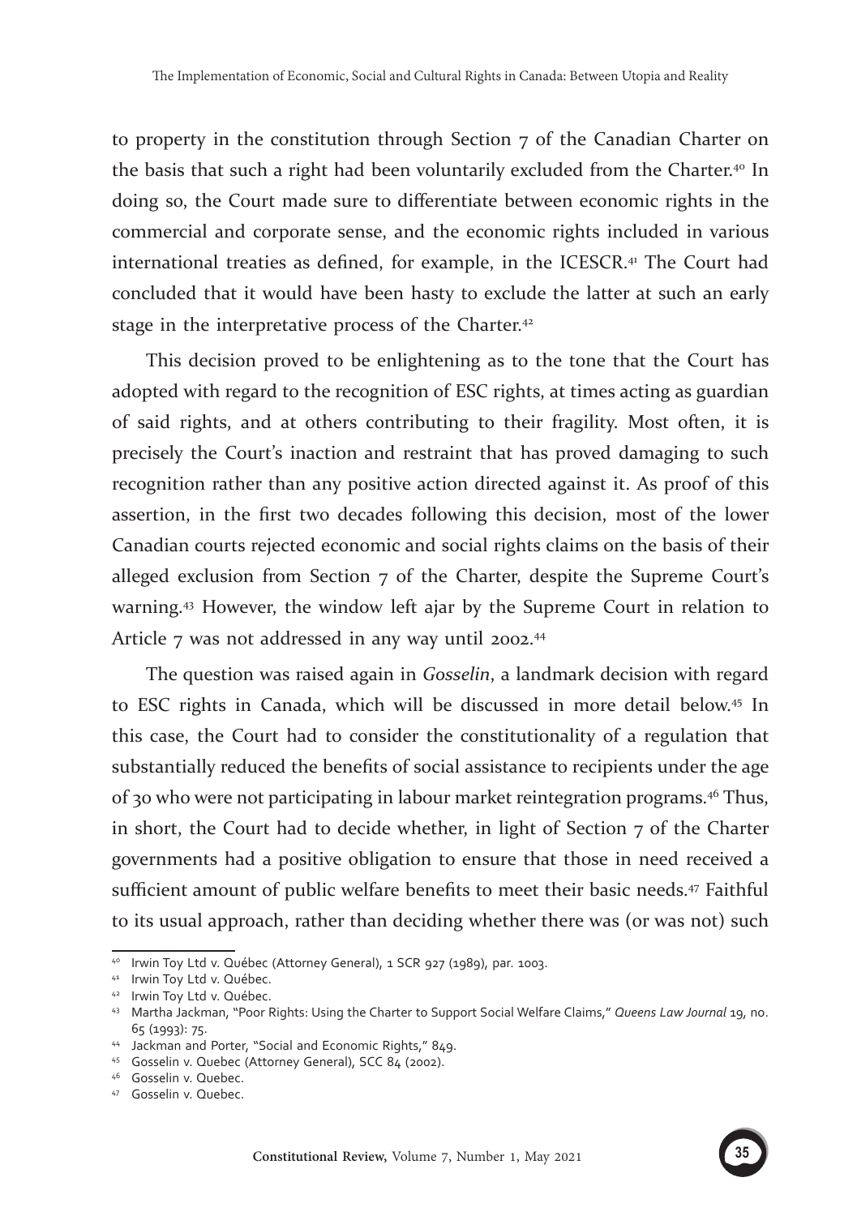to property in the constitution through Section 7 of the Canadian Charter on the basis that such a right had been voluntarily excluded from the Charter.[40] In doing so, the Court made sure to differentiate between economic rights in the commercial and corporate sense, and the economic rights included in various international treaties as defined, for example, in the ICESCR.[41] The Court had concluded that it would have been hasty to exclude the latter at such an early stage in the interpretative process of the Charter.[42]

This decision proved to be enlightening as to the tone that the Court has adopted with regard to the recognition of ESC rights, at times acting as guardian of said rights, and at others contributing to their fragility. Most often, it is precisely the Court's inaction and restraint that has proved damaging to such recognition rather than any positive action directed against it. As proof of this assertion, in the first two decades following this decision, most of the lower Canadian courts rejected economic and social rights claims on the basis of their alleged exclusion from Section 7 of the Charter, despite the Supreme Court's warning.[43] However, the window left ajar by the Supreme Court in relation to Article 7 was not addressed in any way until 2002.[44]

The question was raised again in *Gosselin*, a landmark decision with regard to ESC rights in Canada, which will be discussed in more detail below.[45] In this case, the Court had to consider the constitutionality of a regulation that substantially reduced the benefits of social assistance to recipients under the age of 30 who were not participating in labour market reintegration programs.[46] Thus, in short, the Court had to decide whether, in light of Section 7 of the Charter governments had a positive obligation to ensure that those in need received a sufficient amount of public welfare benefits to meet their basic needs.[47] Faithful to its usual approach, rather than deciding whether there was (or was not) such

---

[40] Irwin Toy Ltd v. Québec (Attorney General), 1 SCR 927 (1989), par. 1003.

[41] Irwin Toy Ltd v. Québec.

[42] Irwin Toy Ltd v. Québec.

[43] Martha Jackman, "Poor Rights: Using the Charter to Support Social Welfare Claims," *Queens Law Journal* 19, no. 65 (1993): 75.

[44] Jackman and Porter, "Social and Economic Rights," 849.

[45] Gosselin v. Quebec (Attorney General), SCC 84 (2002).

[46] Gosselin v. Quebec.

[47] Gosselin v. Quebec.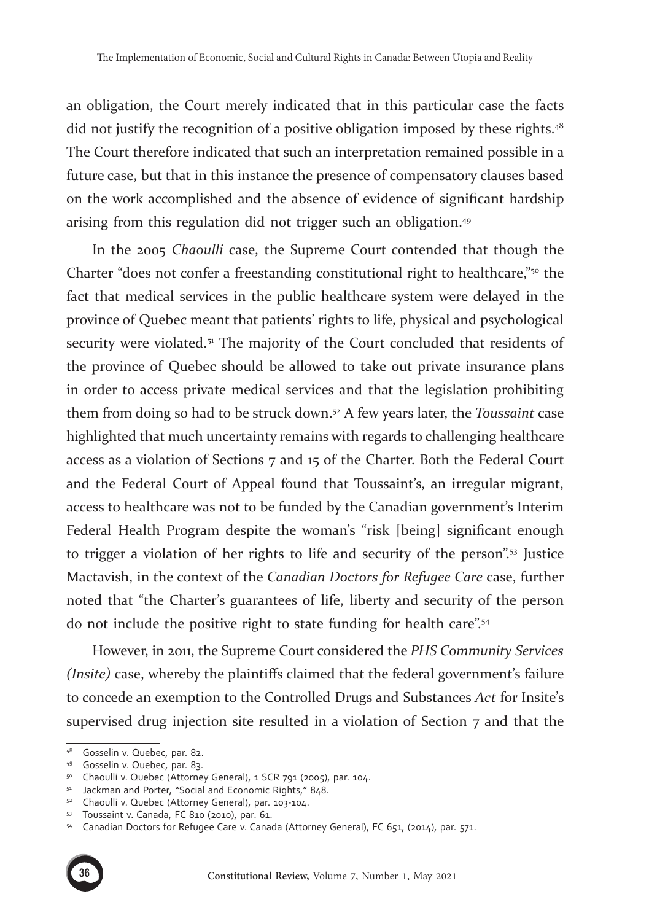an obligation, the Court merely indicated that in this particular case the facts did not justify the recognition of a positive obligation imposed by these rights.[48] The Court therefore indicated that such an interpretation remained possible in a future case, but that in this instance the presence of compensatory clauses based on the work accomplished and the absence of evidence of significant hardship arising from this regulation did not trigger such an obligation.[49]

In the 2005 *Chaoulli* case, the Supreme Court contended that though the Charter "does not confer a freestanding constitutional right to healthcare,"[50] the fact that medical services in the public healthcare system were delayed in the province of Quebec meant that patients' rights to life, physical and psychological security were violated.[51] The majority of the Court concluded that residents of the province of Quebec should be allowed to take out private insurance plans in order to access private medical services and that the legislation prohibiting them from doing so had to be struck down.[52] A few years later, the *Toussaint* case highlighted that much uncertainty remains with regards to challenging healthcare access as a violation of Sections 7 and 15 of the Charter. Both the Federal Court and the Federal Court of Appeal found that Toussaint's, an irregular migrant, access to healthcare was not to be funded by the Canadian government's Interim Federal Health Program despite the woman's "risk [being] significant enough to trigger a violation of her rights to life and security of the person".[53] Justice Mactavish, in the context of the *Canadian Doctors for Refugee Care* case, further noted that "the Charter's guarantees of life, liberty and security of the person do not include the positive right to state funding for health care".[54]

However, in 2011, the Supreme Court considered the *PHS Community Services (Insite)* case, whereby the plaintiffs claimed that the federal government's failure to concede an exemption to the Controlled Drugs and Substances *Act* for Insite's supervised drug injection site resulted in a violation of Section 7 and that the

---

[48] Gosselin v. Quebec, par. 82.

[49] Gosselin v. Quebec, par. 83.

[50] Chaoulli v. Quebec (Attorney General), 1 SCR 791 (2005), par. 104.

[51] Jackman and Porter, "Social and Economic Rights," 848.

[52] Chaoulli v. Quebec (Attorney General), par. 103-104.

[53] Toussaint v. Canada, FC 810 (2010), par. 61.

[54] Canadian Doctors for Refugee Care v. Canada (Attorney General), FC 651, (2014), par. 571.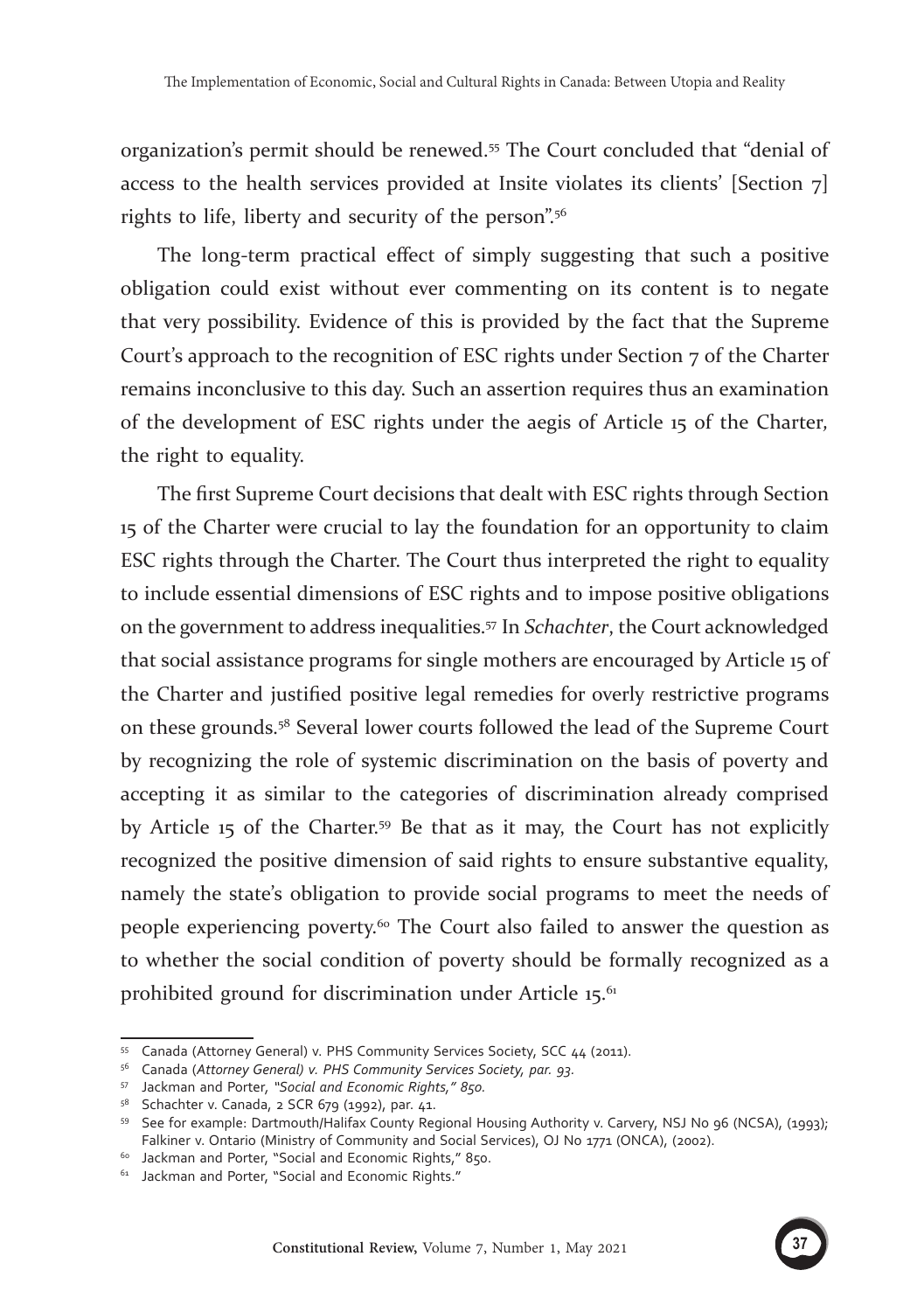organization's permit should be renewed.[55] The Court concluded that "denial of access to the health services provided at Insite violates its clients' [Section 7] rights to life, liberty and security of the person".[56]

The long-term practical effect of simply suggesting that such a positive obligation could exist without ever commenting on its content is to negate that very possibility. Evidence of this is provided by the fact that the Supreme Court's approach to the recognition of ESC rights under Section 7 of the Charter remains inconclusive to this day. Such an assertion requires thus an examination of the development of ESC rights under the aegis of Article 15 of the Charter, the right to equality.

The first Supreme Court decisions that dealt with ESC rights through Section 15 of the Charter were crucial to lay the foundation for an opportunity to claim ESC rights through the Charter. The Court thus interpreted the right to equality to include essential dimensions of ESC rights and to impose positive obligations on the government to address inequalities.[57] In *Schachter*, the Court acknowledged that social assistance programs for single mothers are encouraged by Article 15 of the Charter and justified positive legal remedies for overly restrictive programs on these grounds.[58] Several lower courts followed the lead of the Supreme Court by recognizing the role of systemic discrimination on the basis of poverty and accepting it as similar to the categories of discrimination already comprised by Article 15 of the Charter.[59] Be that as it may, the Court has not explicitly recognized the positive dimension of said rights to ensure substantive equality, namely the state's obligation to provide social programs to meet the needs of people experiencing poverty.[60] The Court also failed to answer the question as to whether the social condition of poverty should be formally recognized as a prohibited ground for discrimination under Article 15.[61]

---

[55] Canada (Attorney General) v. PHS Community Services Society, SCC 44 (2011).

[56] Canada (*Attorney General) v. PHS Community Services Society, par. 93.*

[57] Jackman and Porter, *"Social and Economic Rights," 850.*

[58] Schachter v. Canada, 2 SCR 679 (1992), par. 41.

[59] See for example: Dartmouth/Halifax County Regional Housing Authority v. Carvery, NSJ No 96 (NCSA), (1993); Falkiner v. Ontario (Ministry of Community and Social Services), OJ No 1771 (ONCA), (2002).

[60] Jackman and Porter, "Social and Economic Rights," 850.

[61] Jackman and Porter, "Social and Economic Rights."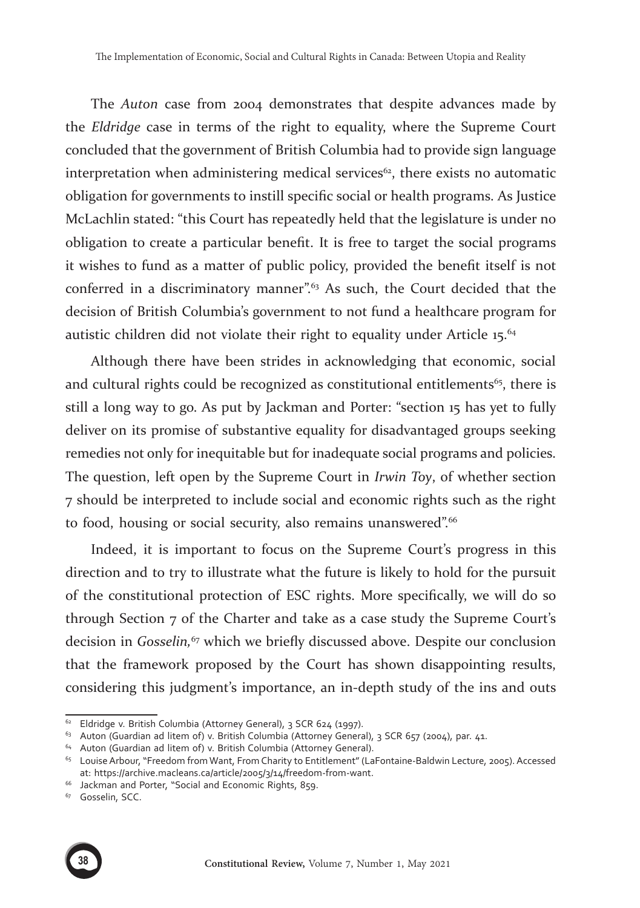The *Auton* case from 2004 demonstrates that despite advances made by the *Eldridge* case in terms of the right to equality, where the Supreme Court concluded that the government of British Columbia had to provide sign language interpretation when administering medical services[62], there exists no automatic obligation for governments to instill specific social or health programs. As Justice McLachlin stated: "this Court has repeatedly held that the legislature is under no obligation to create a particular benefit. It is free to target the social programs it wishes to fund as a matter of public policy, provided the benefit itself is not conferred in a discriminatory manner".[63] As such, the Court decided that the decision of British Columbia's government to not fund a healthcare program for autistic children did not violate their right to equality under Article 15.[64]

Although there have been strides in acknowledging that economic, social and cultural rights could be recognized as constitutional entitlements[65], there is still a long way to go. As put by Jackman and Porter: "section 15 has yet to fully deliver on its promise of substantive equality for disadvantaged groups seeking remedies not only for inequitable but for inadequate social programs and policies. The question, left open by the Supreme Court in *Irwin Toy*, of whether section 7 should be interpreted to include social and economic rights such as the right to food, housing or social security, also remains unanswered".[66]

Indeed, it is important to focus on the Supreme Court's progress in this direction and to try to illustrate what the future is likely to hold for the pursuit of the constitutional protection of ESC rights. More specifically, we will do so through Section 7 of the Charter and take as a case study the Supreme Court's decision in *Gosselin,*[67] which we briefly discussed above. Despite our conclusion that the framework proposed by the Court has shown disappointing results, considering this judgment's importance, an in-depth study of the ins and outs

---

[62] Eldridge v. British Columbia (Attorney General), 3 SCR 624 (1997).

[63] Auton (Guardian ad litem of) v. British Columbia (Attorney General), 3 SCR 657 (2004), par. 41.

[64] Auton (Guardian ad litem of) v. British Columbia (Attorney General).

[65] Louise Arbour, "Freedom from Want, From Charity to Entitlement" (LaFontaine-Baldwin Lecture, 2005). Accessed at: https://archive.macleans.ca/article/2005/3/14/freedom-from-want.

[66] Jackman and Porter, "Social and Economic Rights, 859.

[67] Gosselin, SCC.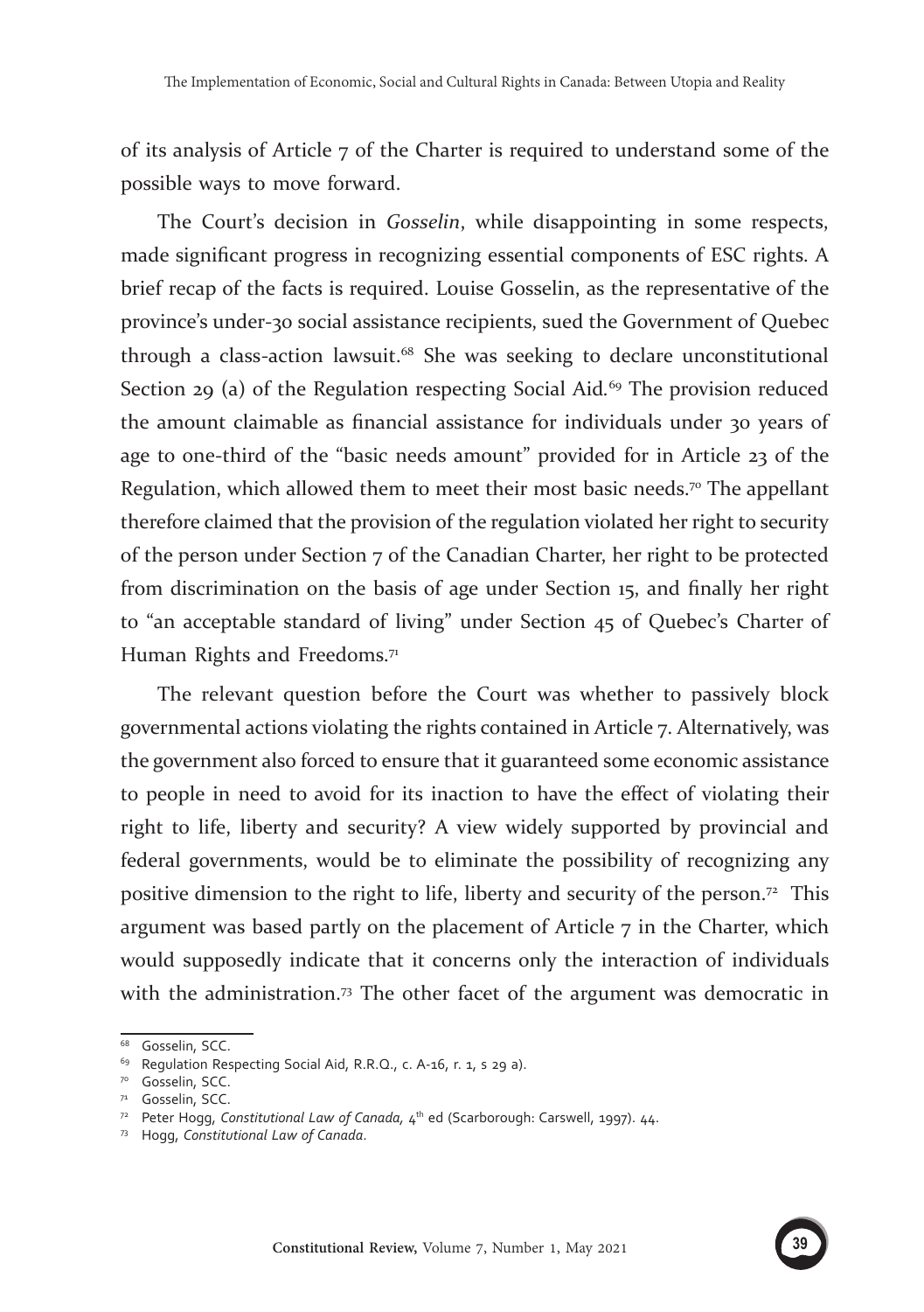of its analysis of Article 7 of the Charter is required to understand some of the possible ways to move forward.

The Court's decision in *Gosselin*, while disappointing in some respects, made significant progress in recognizing essential components of ESC rights. A brief recap of the facts is required. Louise Gosselin, as the representative of the province's under-30 social assistance recipients, sued the Government of Quebec through a class-action lawsuit.[68] She was seeking to declare unconstitutional Section 29 (a) of the Regulation respecting Social Aid.[69] The provision reduced the amount claimable as financial assistance for individuals under 30 years of age to one-third of the "basic needs amount" provided for in Article 23 of the Regulation, which allowed them to meet their most basic needs.[70] The appellant therefore claimed that the provision of the regulation violated her right to security of the person under Section 7 of the Canadian Charter, her right to be protected from discrimination on the basis of age under Section 15, and finally her right to "an acceptable standard of living" under Section 45 of Quebec's Charter of Human Rights and Freedoms.[71]

The relevant question before the Court was whether to passively block governmental actions violating the rights contained in Article 7. Alternatively, was the government also forced to ensure that it guaranteed some economic assistance to people in need to avoid for its inaction to have the effect of violating their right to life, liberty and security? A view widely supported by provincial and federal governments, would be to eliminate the possibility of recognizing any positive dimension to the right to life, liberty and security of the person.[72] This argument was based partly on the placement of Article 7 in the Charter, which would supposedly indicate that it concerns only the interaction of individuals with the administration.[73] The other facet of the argument was democratic in

---

[68] Gosselin, SCC.

[69] Regulation Respecting Social Aid, R.R.Q., c. A-16, r. 1, s 29 a).

[70] Gosselin, SCC.

[71] Gosselin, SCC.

[72] Peter Hogg, *Constitutional Law of Canada*, 4th ed (Scarborough: Carswell, 1997). 44.

[73] Hogg, *Constitutional Law of Canada*.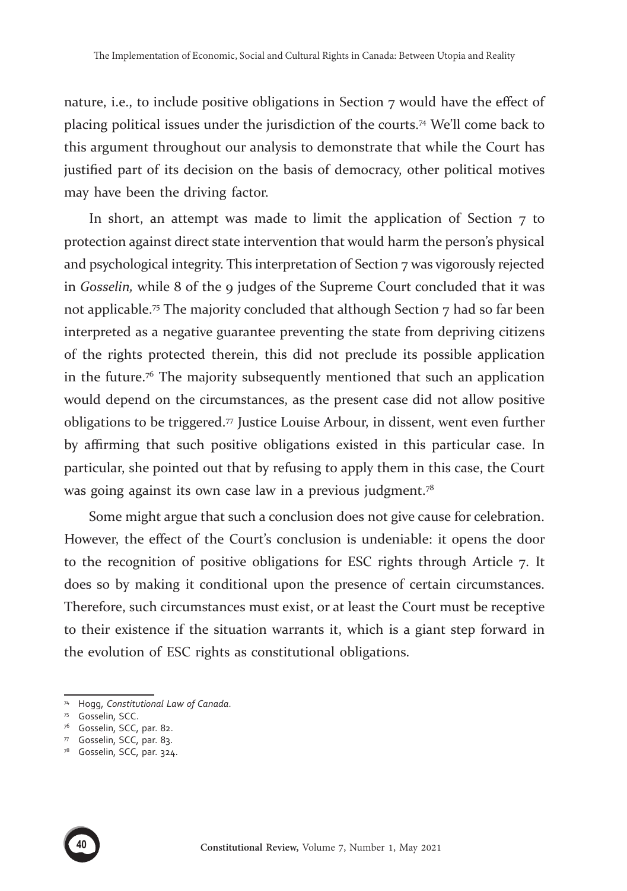nature, i.e., to include positive obligations in Section 7 would have the effect of placing political issues under the jurisdiction of the courts.[74] We'll come back to this argument throughout our analysis to demonstrate that while the Court has justified part of its decision on the basis of democracy, other political motives may have been the driving factor.

In short, an attempt was made to limit the application of Section 7 to protection against direct state intervention that would harm the person's physical and psychological integrity. This interpretation of Section 7 was vigorously rejected in *Gosselin,* while 8 of the 9 judges of the Supreme Court concluded that it was not applicable.[75] The majority concluded that although Section 7 had so far been interpreted as a negative guarantee preventing the state from depriving citizens of the rights protected therein, this did not preclude its possible application in the future.[76] The majority subsequently mentioned that such an application would depend on the circumstances, as the present case did not allow positive obligations to be triggered.[77] Justice Louise Arbour, in dissent, went even further by affirming that such positive obligations existed in this particular case. In particular, she pointed out that by refusing to apply them in this case, the Court was going against its own case law in a previous judgment.[78]

Some might argue that such a conclusion does not give cause for celebration. However, the effect of the Court's conclusion is undeniable: it opens the door to the recognition of positive obligations for ESC rights through Article 7. It does so by making it conditional upon the presence of certain circumstances. Therefore, such circumstances must exist, or at least the Court must be receptive to their existence if the situation warrants it, which is a giant step forward in the evolution of ESC rights as constitutional obligations.

---

[74] Hogg, *Constitutional Law of Canada*.

[75] Gosselin, SCC.

[76] Gosselin, SCC, par. 82.

[77] Gosselin, SCC, par. 83.

[78] Gosselin, SCC, par. 324.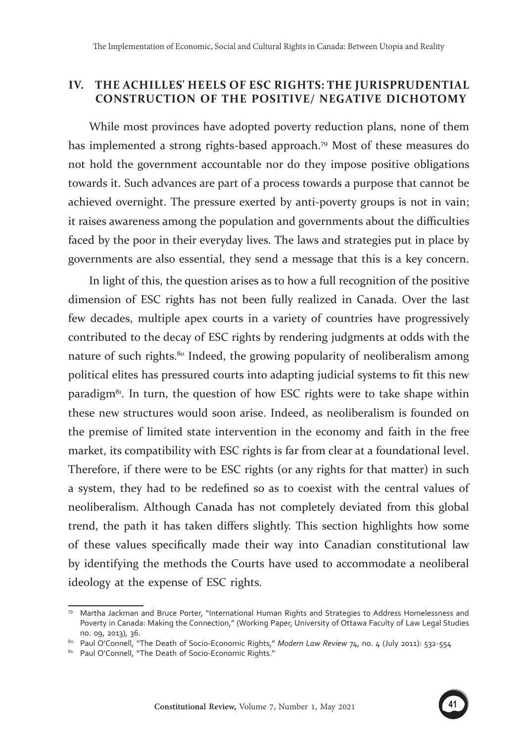## IV. THE ACHILLES' HEELS OF ESC RIGHTS: THE JURISPRUDENTIAL CONSTRUCTION OF THE POSITIVE/ NEGATIVE DICHOTOMY

While most provinces have adopted poverty reduction plans, none of them has implemented a strong rights-based approach.[79] Most of these measures do not hold the government accountable nor do they impose positive obligations towards it. Such advances are part of a process towards a purpose that cannot be achieved overnight. The pressure exerted by anti-poverty groups is not in vain; it raises awareness among the population and governments about the difficulties faced by the poor in their everyday lives. The laws and strategies put in place by governments are also essential, they send a message that this is a key concern.

In light of this, the question arises as to how a full recognition of the positive dimension of ESC rights has not been fully realized in Canada. Over the last few decades, multiple apex courts in a variety of countries have progressively contributed to the decay of ESC rights by rendering judgments at odds with the nature of such rights.[80] Indeed, the growing popularity of neoliberalism among political elites has pressured courts into adapting judicial systems to fit this new paradigm[81]. In turn, the question of how ESC rights were to take shape within these new structures would soon arise. Indeed, as neoliberalism is founded on the premise of limited state intervention in the economy and faith in the free market, its compatibility with ESC rights is far from clear at a foundational level. Therefore, if there were to be ESC rights (or any rights for that matter) in such a system, they had to be redefined so as to coexist with the central values of neoliberalism. Although Canada has not completely deviated from this global trend, the path it has taken differs slightly. This section highlights how some of these values specifically made their way into Canadian constitutional law by identifying the methods the Courts have used to accommodate a neoliberal ideology at the expense of ESC rights.

---

[79] Martha Jackman and Bruce Porter, "International Human Rights and Strategies to Address Homelessness and Poverty in Canada: Making the Connection," (Working Paper, University of Ottawa Faculty of Law Legal Studies no. 09, 2013), 36.

[80] Paul O'Connell, "The Death of Socio-Economic Rights," *Modern Law Review* 74, no. 4 (July 2011): 532-554

[81] Paul O'Connell, "The Death of Socio-Economic Rights."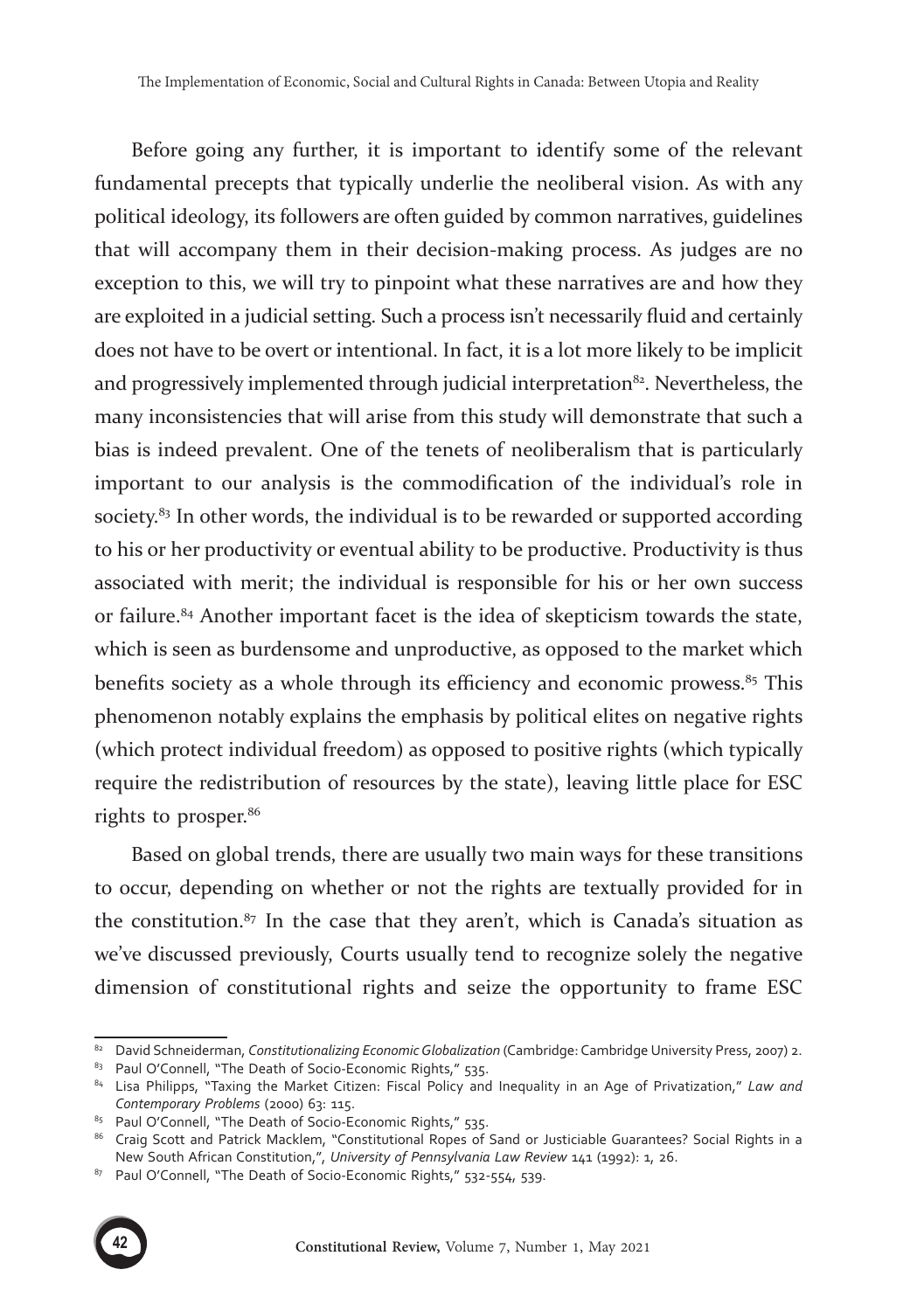Before going any further, it is important to identify some of the relevant fundamental precepts that typically underlie the neoliberal vision. As with any political ideology, its followers are often guided by common narratives, guidelines that will accompany them in their decision-making process. As judges are no exception to this, we will try to pinpoint what these narratives are and how they are exploited in a judicial setting. Such a process isn't necessarily fluid and certainly does not have to be overt or intentional. In fact, it is a lot more likely to be implicit and progressively implemented through judicial interpretation[82]. Nevertheless, the many inconsistencies that will arise from this study will demonstrate that such a bias is indeed prevalent. One of the tenets of neoliberalism that is particularly important to our analysis is the commodification of the individual's role in society.[83] In other words, the individual is to be rewarded or supported according to his or her productivity or eventual ability to be productive. Productivity is thus associated with merit; the individual is responsible for his or her own success or failure.[84] Another important facet is the idea of skepticism towards the state, which is seen as burdensome and unproductive, as opposed to the market which benefits society as a whole through its efficiency and economic prowess.[85] This phenomenon notably explains the emphasis by political elites on negative rights (which protect individual freedom) as opposed to positive rights (which typically require the redistribution of resources by the state), leaving little place for ESC rights to prosper.[86]

Based on global trends, there are usually two main ways for these transitions to occur, depending on whether or not the rights are textually provided for in the constitution.[87] In the case that they aren't, which is Canada's situation as we've discussed previously, Courts usually tend to recognize solely the negative dimension of constitutional rights and seize the opportunity to frame ESC

---

[82] David Schneiderman, *Constitutionalizing Economic Globalization* (Cambridge: Cambridge University Press, 2007) 2.

[83] Paul O'Connell, "The Death of Socio-Economic Rights," 535.

[84] Lisa Philipps, "Taxing the Market Citizen: Fiscal Policy and Inequality in an Age of Privatization," *Law and Contemporary Problems* (2000) 63: 115.

[85] Paul O'Connell, "The Death of Socio-Economic Rights," 535.

[86] Craig Scott and Patrick Macklem, "Constitutional Ropes of Sand or Justiciable Guarantees? Social Rights in a New South African Constitution,", *University of Pennsylvania Law Review* 141 (1992): 1, 26.

[87] Paul O'Connell, "The Death of Socio-Economic Rights," 532-554, 539.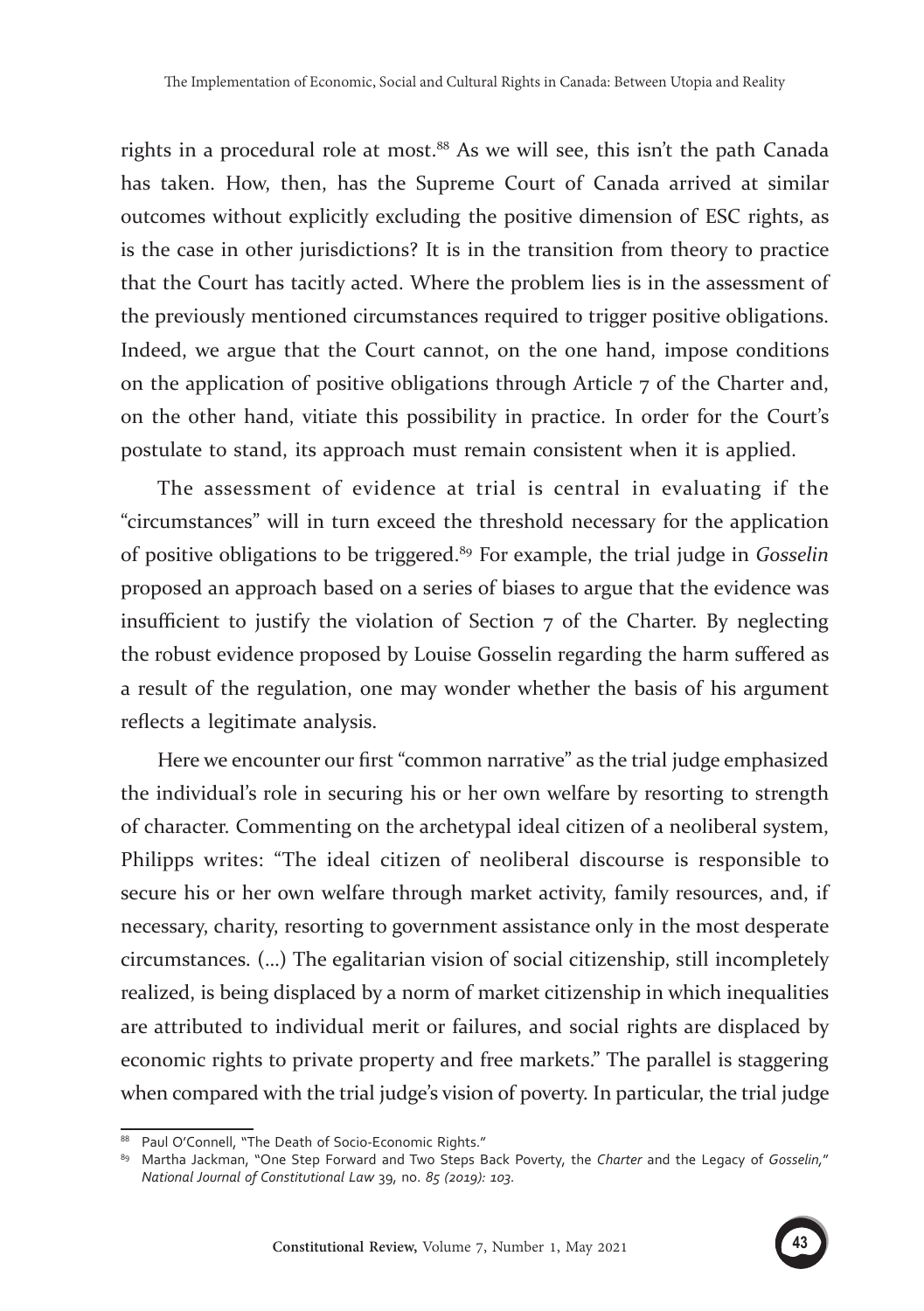rights in a procedural role at most.[88] As we will see, this isn't the path Canada has taken. How, then, has the Supreme Court of Canada arrived at similar outcomes without explicitly excluding the positive dimension of ESC rights, as is the case in other jurisdictions? It is in the transition from theory to practice that the Court has tacitly acted. Where the problem lies is in the assessment of the previously mentioned circumstances required to trigger positive obligations. Indeed, we argue that the Court cannot, on the one hand, impose conditions on the application of positive obligations through Article 7 of the Charter and, on the other hand, vitiate this possibility in practice. In order for the Court's postulate to stand, its approach must remain consistent when it is applied.

The assessment of evidence at trial is central in evaluating if the "circumstances" will in turn exceed the threshold necessary for the application of positive obligations to be triggered.[89] For example, the trial judge in *Gosselin* proposed an approach based on a series of biases to argue that the evidence was insufficient to justify the violation of Section 7 of the Charter. By neglecting the robust evidence proposed by Louise Gosselin regarding the harm suffered as a result of the regulation, one may wonder whether the basis of his argument reflects a legitimate analysis.

Here we encounter our first "common narrative" as the trial judge emphasized the individual's role in securing his or her own welfare by resorting to strength of character. Commenting on the archetypal ideal citizen of a neoliberal system, Philipps writes: "The ideal citizen of neoliberal discourse is responsible to secure his or her own welfare through market activity, family resources, and, if necessary, charity, resorting to government assistance only in the most desperate circumstances. (...) The egalitarian vision of social citizenship, still incompletely realized, is being displaced by a norm of market citizenship in which inequalities are attributed to individual merit or failures, and social rights are displaced by economic rights to private property and free markets." The parallel is staggering when compared with the trial judge's vision of poverty. In particular, the trial judge

---

[88] Paul O'Connell, "The Death of Socio-Economic Rights."

[89] Martha Jackman, "One Step Forward and Two Steps Back Poverty, the *Charter* and the Legacy of *Gosselin*," *National Journal of Constitutional Law* 39, no. *85 (2019): 103.*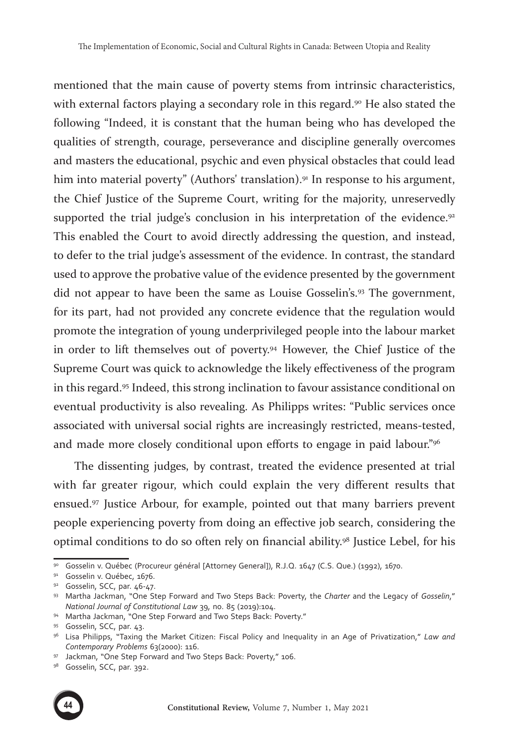mentioned that the main cause of poverty stems from intrinsic characteristics, with external factors playing a secondary role in this regard.[90] He also stated the following "Indeed, it is constant that the human being who has developed the qualities of strength, courage, perseverance and discipline generally overcomes and masters the educational, psychic and even physical obstacles that could lead him into material poverty" (Authors' translation).[91] In response to his argument, the Chief Justice of the Supreme Court, writing for the majority, unreservedly supported the trial judge's conclusion in his interpretation of the evidence.[92] This enabled the Court to avoid directly addressing the question, and instead, to defer to the trial judge's assessment of the evidence. In contrast, the standard used to approve the probative value of the evidence presented by the government did not appear to have been the same as Louise Gosselin's.[93] The government, for its part, had not provided any concrete evidence that the regulation would promote the integration of young underprivileged people into the labour market in order to lift themselves out of poverty.[94] However, the Chief Justice of the Supreme Court was quick to acknowledge the likely effectiveness of the program in this regard.[95] Indeed, this strong inclination to favour assistance conditional on eventual productivity is also revealing. As Philipps writes: "Public services once associated with universal social rights are increasingly restricted, means-tested, and made more closely conditional upon efforts to engage in paid labour."[96]

The dissenting judges, by contrast, treated the evidence presented at trial with far greater rigour, which could explain the very different results that ensued.[97] Justice Arbour, for example, pointed out that many barriers prevent people experiencing poverty from doing an effective job search, considering the optimal conditions to do so often rely on financial ability.[98] Justice Lebel, for his

---

[90] Gosselin v. Québec (Procureur général [Attorney General]), R.J.Q. 1647 (C.S. Que.) (1992), 1670.

[91] Gosselin v. Québec, 1676.

[92] Gosselin, SCC, par. 46-47.

[93] Martha Jackman, "One Step Forward and Two Steps Back: Poverty, the *Charter* and the Legacy of *Gosselin*," *National Journal of Constitutional Law* 39, no. 85 (2019):104.

[94] Martha Jackman, "One Step Forward and Two Steps Back: Poverty."

[95] Gosselin, SCC, par. 43.

[96] Lisa Philipps, "Taxing the Market Citizen: Fiscal Policy and Inequality in an Age of Privatization," *Law and Contemporary Problems* 63(2000): 116.

[97] Jackman, "One Step Forward and Two Steps Back: Poverty," 106.

[98] Gosselin, SCC, par. 392.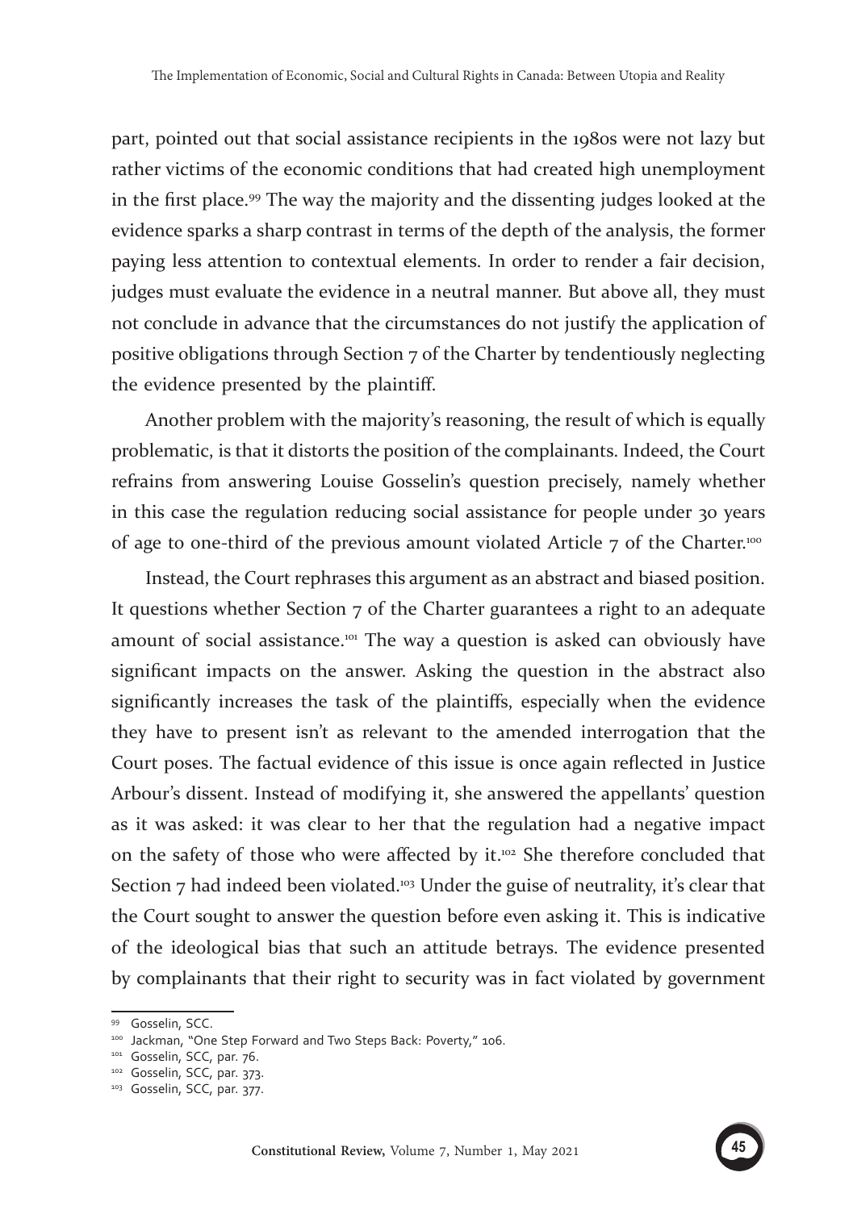part, pointed out that social assistance recipients in the 1980s were not lazy but rather victims of the economic conditions that had created high unemployment in the first place.[99] The way the majority and the dissenting judges looked at the evidence sparks a sharp contrast in terms of the depth of the analysis, the former paying less attention to contextual elements. In order to render a fair decision, judges must evaluate the evidence in a neutral manner. But above all, they must not conclude in advance that the circumstances do not justify the application of positive obligations through Section 7 of the Charter by tendentiously neglecting the evidence presented by the plaintiff.

Another problem with the majority's reasoning, the result of which is equally problematic, is that it distorts the position of the complainants. Indeed, the Court refrains from answering Louise Gosselin's question precisely, namely whether in this case the regulation reducing social assistance for people under 30 years of age to one-third of the previous amount violated Article 7 of the Charter.[100]

Instead, the Court rephrases this argument as an abstract and biased position. It questions whether Section 7 of the Charter guarantees a right to an adequate amount of social assistance.[101] The way a question is asked can obviously have significant impacts on the answer. Asking the question in the abstract also significantly increases the task of the plaintiffs, especially when the evidence they have to present isn't as relevant to the amended interrogation that the Court poses. The factual evidence of this issue is once again reflected in Justice Arbour's dissent. Instead of modifying it, she answered the appellants' question as it was asked: it was clear to her that the regulation had a negative impact on the safety of those who were affected by it.[102] She therefore concluded that Section 7 had indeed been violated.[103] Under the guise of neutrality, it's clear that the Court sought to answer the question before even asking it. This is indicative of the ideological bias that such an attitude betrays. The evidence presented by complainants that their right to security was in fact violated by government

---

[99] Gosselin, SCC.

[100] Jackman, "One Step Forward and Two Steps Back: Poverty," 106.

[101] Gosselin, SCC, par. 76.

[102] Gosselin, SCC, par. 373.

[103] Gosselin, SCC, par. 377.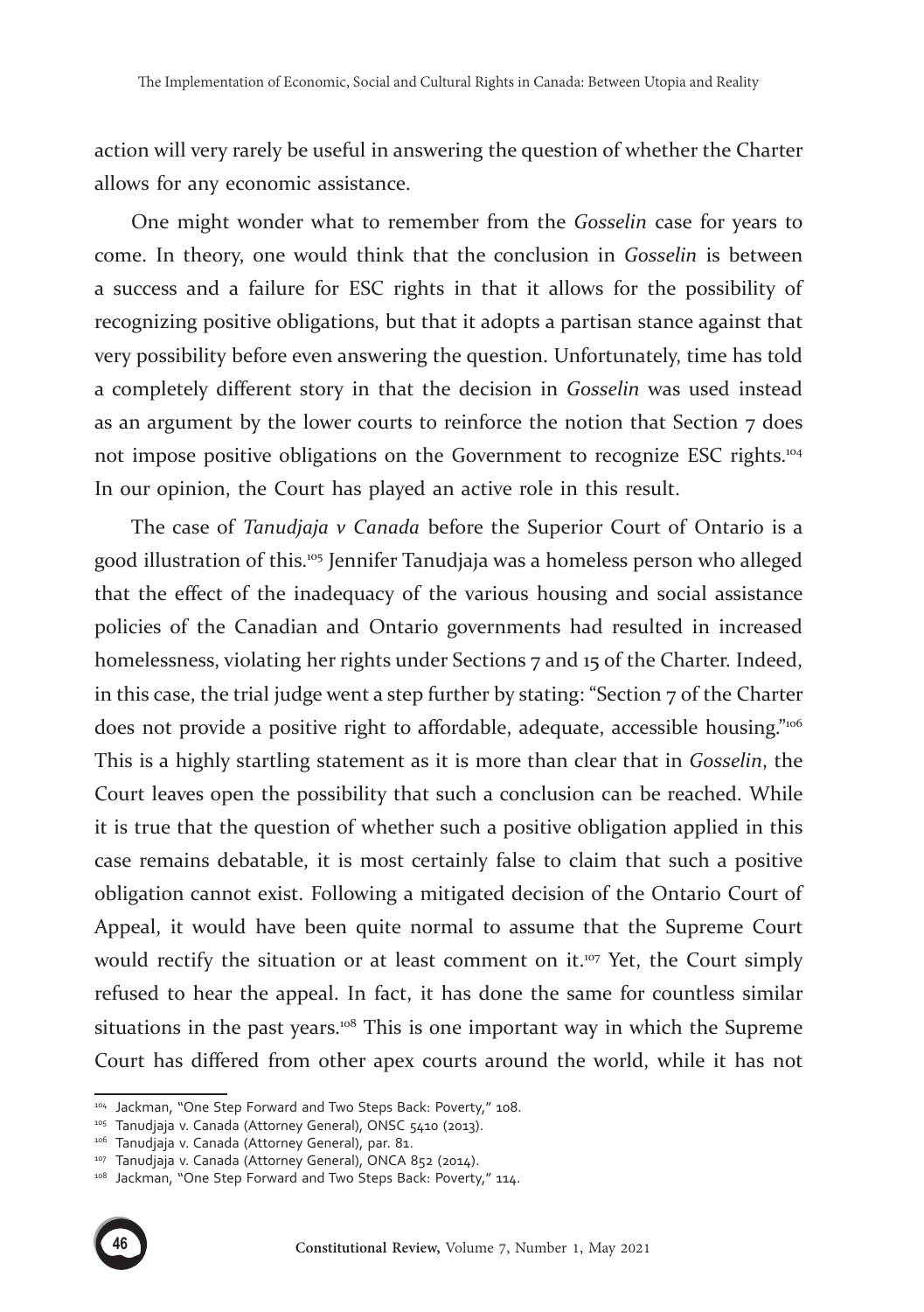action will very rarely be useful in answering the question of whether the Charter allows for any economic assistance.

One might wonder what to remember from the *Gosselin* case for years to come. In theory, one would think that the conclusion in *Gosselin* is between a success and a failure for ESC rights in that it allows for the possibility of recognizing positive obligations, but that it adopts a partisan stance against that very possibility before even answering the question. Unfortunately, time has told a completely different story in that the decision in *Gosselin* was used instead as an argument by the lower courts to reinforce the notion that Section 7 does not impose positive obligations on the Government to recognize ESC rights.[104] In our opinion, the Court has played an active role in this result.

The case of *Tanudjaja v Canada* before the Superior Court of Ontario is a good illustration of this.[105] Jennifer Tanudjaja was a homeless person who alleged that the effect of the inadequacy of the various housing and social assistance policies of the Canadian and Ontario governments had resulted in increased homelessness, violating her rights under Sections 7 and 15 of the Charter. Indeed, in this case, the trial judge went a step further by stating: "Section 7 of the Charter does not provide a positive right to affordable, adequate, accessible housing."[106] This is a highly startling statement as it is more than clear that in *Gosselin*, the Court leaves open the possibility that such a conclusion can be reached. While it is true that the question of whether such a positive obligation applied in this case remains debatable, it is most certainly false to claim that such a positive obligation cannot exist. Following a mitigated decision of the Ontario Court of Appeal, it would have been quite normal to assume that the Supreme Court would rectify the situation or at least comment on it.[107] Yet, the Court simply refused to hear the appeal. In fact, it has done the same for countless similar situations in the past years.[108] This is one important way in which the Supreme Court has differed from other apex courts around the world, while it has not

---

[104] Jackman, "One Step Forward and Two Steps Back: Poverty," 108.

[105] Tanudjaja v. Canada (Attorney General), ONSC 5410 (2013).

[106] Tanudjaja v. Canada (Attorney General), par. 81.

[107] Tanudjaja v. Canada (Attorney General), ONCA 852 (2014).

[108] Jackman, "One Step Forward and Two Steps Back: Poverty," 114.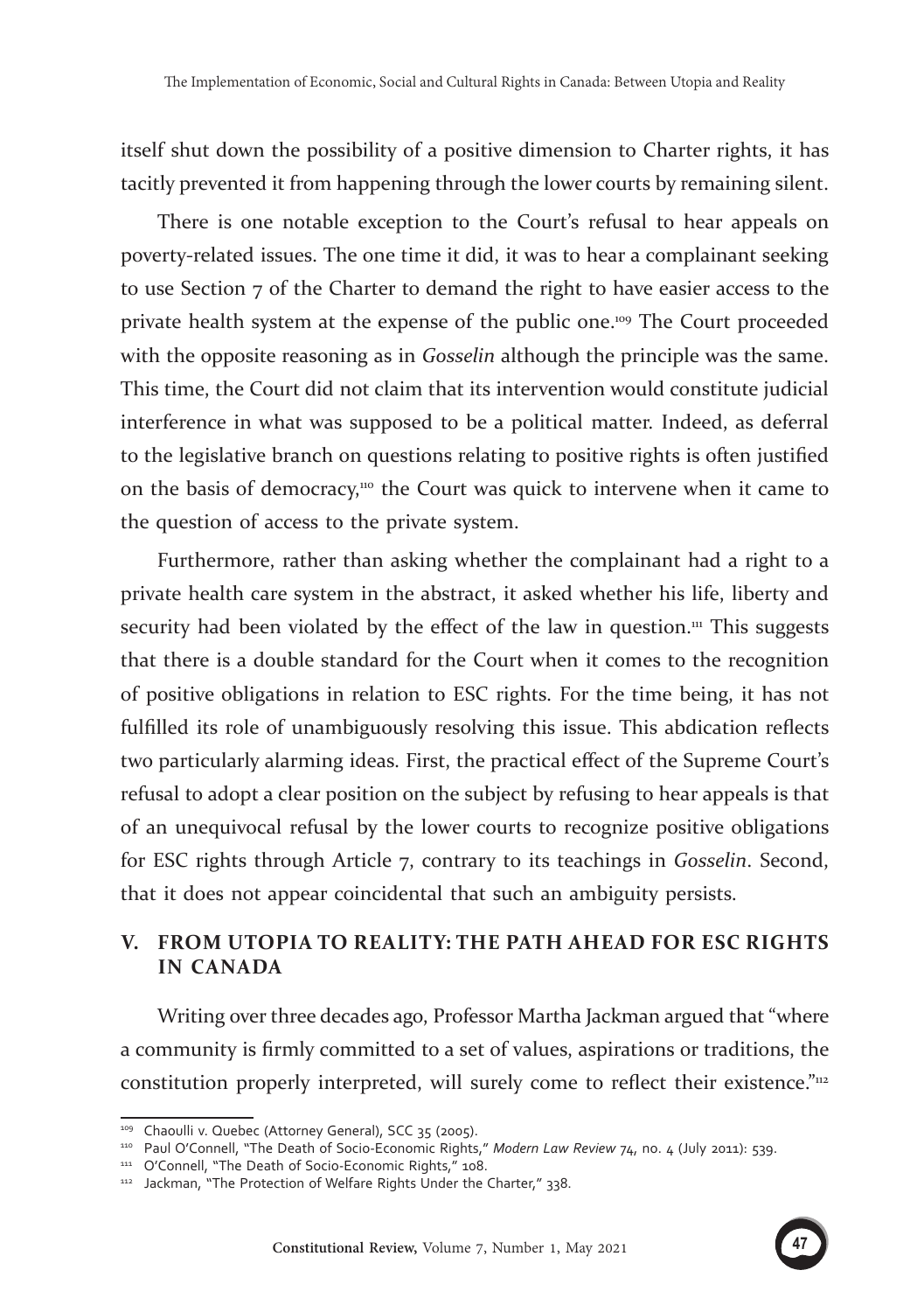itself shut down the possibility of a positive dimension to Charter rights, it has tacitly prevented it from happening through the lower courts by remaining silent.

There is one notable exception to the Court's refusal to hear appeals on poverty-related issues. The one time it did, it was to hear a complainant seeking to use Section 7 of the Charter to demand the right to have easier access to the private health system at the expense of the public one.[109] The Court proceeded with the opposite reasoning as in *Gosselin* although the principle was the same. This time, the Court did not claim that its intervention would constitute judicial interference in what was supposed to be a political matter. Indeed, as deferral to the legislative branch on questions relating to positive rights is often justified on the basis of democracy,[110] the Court was quick to intervene when it came to the question of access to the private system.

Furthermore, rather than asking whether the complainant had a right to a private health care system in the abstract, it asked whether his life, liberty and security had been violated by the effect of the law in question.[111] This suggests that there is a double standard for the Court when it comes to the recognition of positive obligations in relation to ESC rights. For the time being, it has not fulfilled its role of unambiguously resolving this issue. This abdication reflects two particularly alarming ideas. First, the practical effect of the Supreme Court's refusal to adopt a clear position on the subject by refusing to hear appeals is that of an unequivocal refusal by the lower courts to recognize positive obligations for ESC rights through Article 7, contrary to its teachings in *Gosselin*. Second, that it does not appear coincidental that such an ambiguity persists.

## V. FROM UTOPIA TO REALITY: THE PATH AHEAD FOR ESC RIGHTS IN CANADA

Writing over three decades ago, Professor Martha Jackman argued that "where a community is firmly committed to a set of values, aspirations or traditions, the constitution properly interpreted, will surely come to reflect their existence."[112]

---

[109] Chaoulli v. Quebec (Attorney General), SCC 35 (2005).

[110] Paul O'Connell, "The Death of Socio-Economic Rights," *Modern Law Review* 74, no. 4 (July 2011): 539.

[111] O'Connell, "The Death of Socio-Economic Rights," 108.

[112] Jackman, "The Protection of Welfare Rights Under the Charter," 338.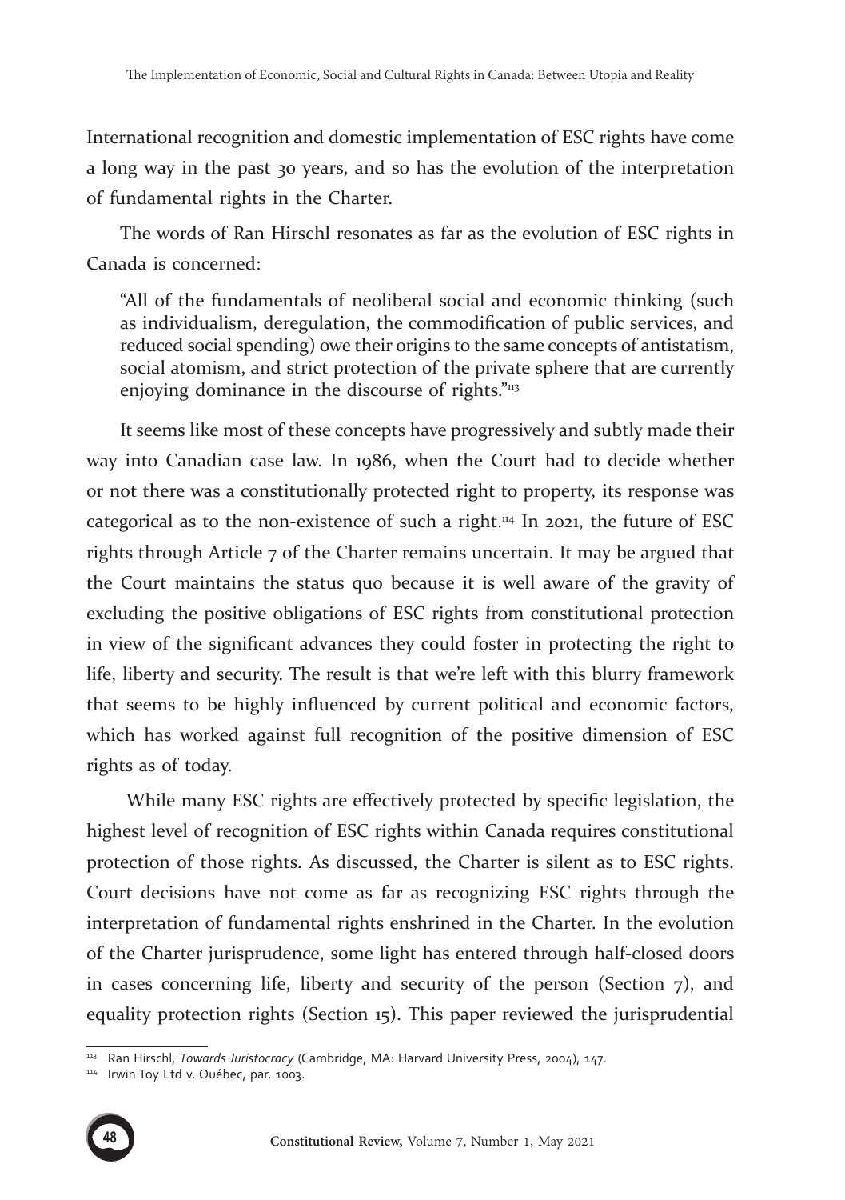International recognition and domestic implementation of ESC rights have come a long way in the past 30 years, and so has the evolution of the interpretation of fundamental rights in the Charter.

The words of Ran Hirschl resonates as far as the evolution of ESC rights in Canada is concerned:

> "All of the fundamentals of neoliberal social and economic thinking (such as individualism, deregulation, the commodification of public services, and reduced social spending) owe their origins to the same concepts of antistatism, social atomism, and strict protection of the private sphere that are currently enjoying dominance in the discourse of rights."[113]

It seems like most of these concepts have progressively and subtly made their way into Canadian case law. In 1986, when the Court had to decide whether or not there was a constitutionally protected right to property, its response was categorical as to the non-existence of such a right.[114] In 2021, the future of ESC rights through Article 7 of the Charter remains uncertain. It may be argued that the Court maintains the status quo because it is well aware of the gravity of excluding the positive obligations of ESC rights from constitutional protection in view of the significant advances they could foster in protecting the right to life, liberty and security. The result is that we're left with this blurry framework that seems to be highly influenced by current political and economic factors, which has worked against full recognition of the positive dimension of ESC rights as of today.

While many ESC rights are effectively protected by specific legislation, the highest level of recognition of ESC rights within Canada requires constitutional protection of those rights. As discussed, the Charter is silent as to ESC rights. Court decisions have not come as far as recognizing ESC rights through the interpretation of fundamental rights enshrined in the Charter. In the evolution of the Charter jurisprudence, some light has entered through half-closed doors in cases concerning life, liberty and security of the person (Section 7), and equality protection rights (Section 15). This paper reviewed the jurisprudential

---

[113] Ran Hirschl, *Towards Juristocracy* (Cambridge, MA: Harvard University Press, 2004), 147.

[114] Irwin Toy Ltd v. Québec, par. 1003.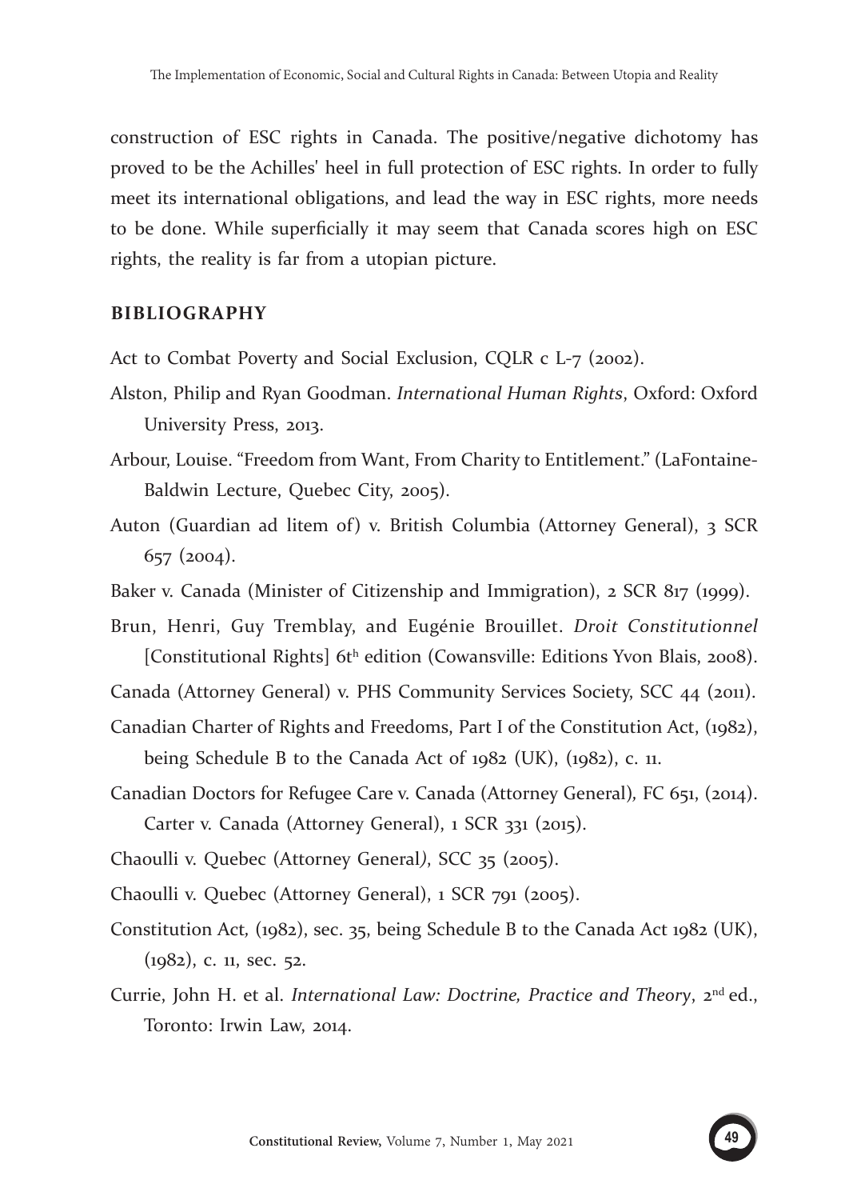construction of ESC rights in Canada. The positive/negative dichotomy has proved to be the Achilles' heel in full protection of ESC rights. In order to fully meet its international obligations, and lead the way in ESC rights, more needs to be done. While superficially it may seem that Canada scores high on ESC rights, the reality is far from a utopian picture.

## BIBLIOGRAPHY

Act to Combat Poverty and Social Exclusion, CQLR c L-7 (2002).

Alston, Philip and Ryan Goodman. *International Human Rights*, Oxford: Oxford University Press, 2013.

Arbour, Louise. "Freedom from Want, From Charity to Entitlement." (LaFontaine-Baldwin Lecture, Quebec City, 2005).

Auton (Guardian ad litem of) v. British Columbia (Attorney General), 3 SCR 657 (2004).

Baker v. Canada (Minister of Citizenship and Immigration), 2 SCR 817 (1999).

Brun, Henri, Guy Tremblay, and Eugénie Brouillet. *Droit Constitutionnel* [Constitutional Rights] 6th edition (Cowansville: Editions Yvon Blais, 2008).

Canada (Attorney General) v. PHS Community Services Society, SCC 44 (2011).

Canadian Charter of Rights and Freedoms, Part I of the Constitution Act, (1982), being Schedule B to the Canada Act of 1982 (UK), (1982), c. 11.

Canadian Doctors for Refugee Care v. Canada (Attorney General), FC 651, (2014). Carter v. Canada (Attorney General), 1 SCR 331 (2015).

Chaoulli v. Quebec (Attorney General), SCC 35 (2005).

Chaoulli v. Quebec (Attorney General), 1 SCR 791 (2005).

Constitution Act, (1982), sec. 35, being Schedule B to the Canada Act 1982 (UK), (1982), c. 11, sec. 52.

Currie, John H. et al. *International Law: Doctrine, Practice and Theory*, 2nd ed., Toronto: Irwin Law, 2014.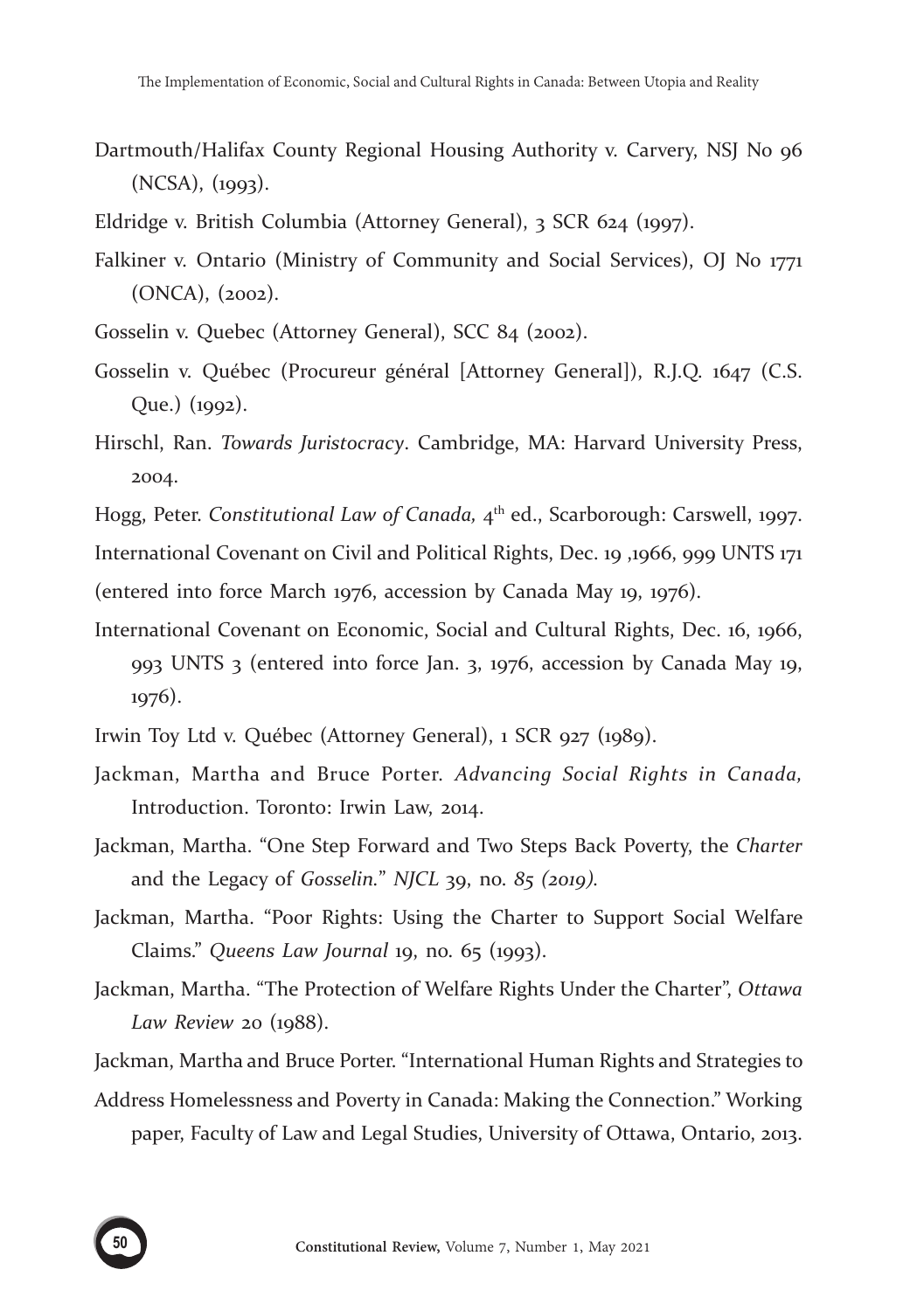Dartmouth/Halifax County Regional Housing Authority v. Carvery, NSJ No 96 (NCSA), (1993).

Eldridge v. British Columbia (Attorney General), 3 SCR 624 (1997).

Falkiner v. Ontario (Ministry of Community and Social Services), OJ No 1771 (ONCA), (2002).

Gosselin v. Quebec (Attorney General), SCC 84 (2002).

Gosselin v. Québec (Procureur général [Attorney General]), R.J.Q. 1647 (C.S. Que.) (1992).

Hirschl, Ran. *Towards Juristocracy*. Cambridge, MA: Harvard University Press, 2004.

Hogg, Peter. *Constitutional Law of Canada,* 4th ed., Scarborough: Carswell, 1997.

International Covenant on Civil and Political Rights, Dec. 19 ,1966, 999 UNTS 171 (entered into force March 1976, accession by Canada May 19, 1976).

International Covenant on Economic, Social and Cultural Rights, Dec. 16, 1966, 993 UNTS 3 (entered into force Jan. 3, 1976, accession by Canada May 19, 1976).

Irwin Toy Ltd v. Québec (Attorney General), 1 SCR 927 (1989).

Jackman, Martha and Bruce Porter. *Advancing Social Rights in Canada,* Introduction. Toronto: Irwin Law, 2014.

Jackman, Martha. "One Step Forward and Two Steps Back Poverty, the *Charter* and the Legacy of *Gosselin.*" *NJCL* 39, no. *85 (2019).*

Jackman, Martha. "Poor Rights: Using the Charter to Support Social Welfare Claims." *Queens Law Journal* 19, no. 65 (1993).

Jackman, Martha. "The Protection of Welfare Rights Under the Charter", *Ottawa Law Review* 20 (1988).

Jackman, Martha and Bruce Porter. "International Human Rights and Strategies to Address Homelessness and Poverty in Canada: Making the Connection." Working paper, Faculty of Law and Legal Studies, University of Ottawa, Ontario, 2013.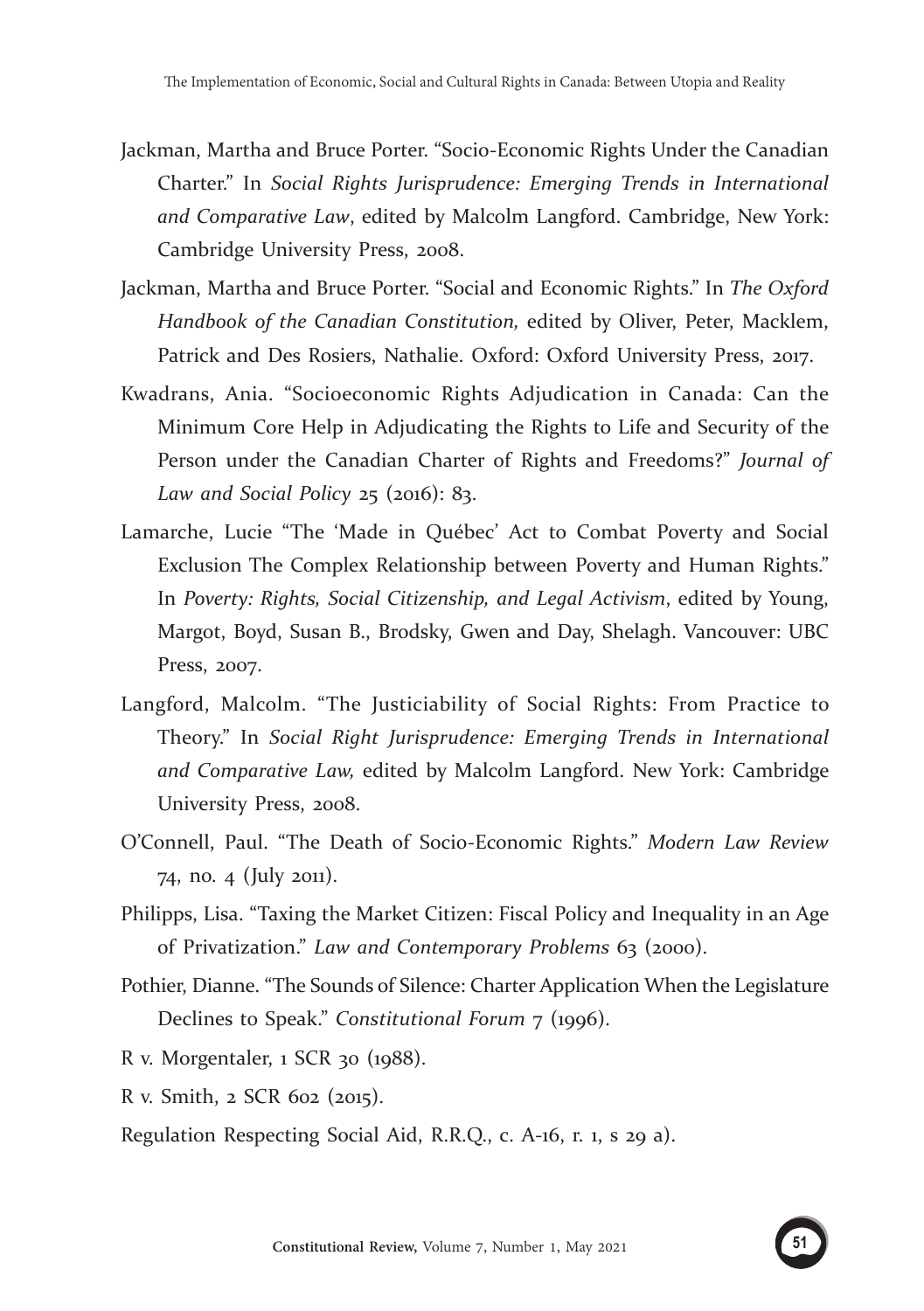Jackman, Martha and Bruce Porter. "Socio-Economic Rights Under the Canadian Charter." In *Social Rights Jurisprudence: Emerging Trends in International and Comparative Law*, edited by Malcolm Langford. Cambridge, New York: Cambridge University Press, 2008.

Jackman, Martha and Bruce Porter. "Social and Economic Rights." In *The Oxford Handbook of the Canadian Constitution,* edited by Oliver, Peter, Macklem, Patrick and Des Rosiers, Nathalie. Oxford: Oxford University Press, 2017.

Kwadrans, Ania. "Socioeconomic Rights Adjudication in Canada: Can the Minimum Core Help in Adjudicating the Rights to Life and Security of the Person under the Canadian Charter of Rights and Freedoms?" *Journal of Law and Social Policy* 25 (2016): 83.

Lamarche, Lucie "The 'Made in Québec' Act to Combat Poverty and Social Exclusion The Complex Relationship between Poverty and Human Rights." In *Poverty: Rights, Social Citizenship, and Legal Activism*, edited by Young, Margot, Boyd, Susan B., Brodsky, Gwen and Day, Shelagh. Vancouver: UBC Press, 2007.

Langford, Malcolm. "The Justiciability of Social Rights: From Practice to Theory." In *Social Right Jurisprudence: Emerging Trends in International and Comparative Law,* edited by Malcolm Langford. New York: Cambridge University Press, 2008.

O'Connell, Paul. "The Death of Socio-Economic Rights." *Modern Law Review* 74, no. 4 (July 2011).

Philipps, Lisa. "Taxing the Market Citizen: Fiscal Policy and Inequality in an Age of Privatization." *Law and Contemporary Problems* 63 (2000).

Pothier, Dianne. "The Sounds of Silence: Charter Application When the Legislature Declines to Speak." *Constitutional Forum* 7 (1996).

R v. Morgentaler, 1 SCR 30 (1988).

R v. Smith, 2 SCR 602 (2015).

Regulation Respecting Social Aid, R.R.Q., c. A-16, r. 1, s 29 a).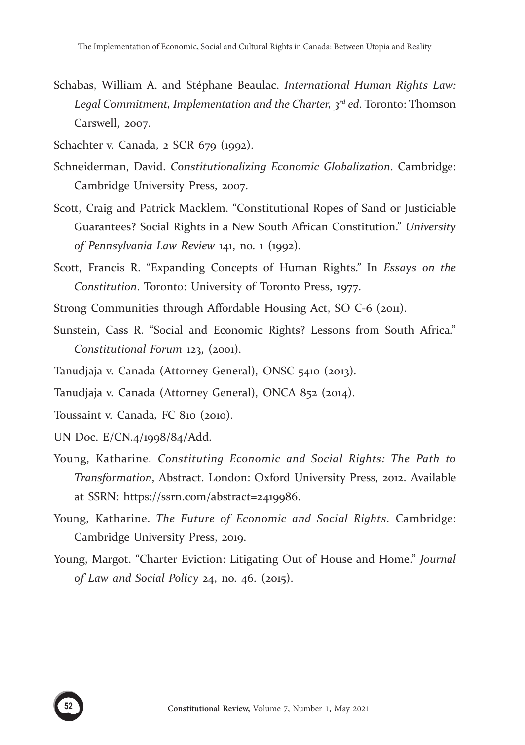Schabas, William A. and Stéphane Beaulac. *International Human Rights Law: Legal Commitment, Implementation and the Charter, 3rd ed*. Toronto: Thomson Carswell, 2007.

Schachter v. Canada, 2 SCR 679 (1992).

Schneiderman, David. *Constitutionalizing Economic Globalization*. Cambridge: Cambridge University Press, 2007.

Scott, Craig and Patrick Macklem. "Constitutional Ropes of Sand or Justiciable Guarantees? Social Rights in a New South African Constitution." *University of Pennsylvania Law Review* 141, no. 1 (1992).

Scott, Francis R. "Expanding Concepts of Human Rights." In *Essays on the Constitution*. Toronto: University of Toronto Press, 1977.

Strong Communities through Affordable Housing Act, SO C-6 (2011).

Sunstein, Cass R. "Social and Economic Rights? Lessons from South Africa." *Constitutional Forum* 123, (2001).

Tanudjaja v. Canada (Attorney General), ONSC 5410 (2013).

Tanudjaja v. Canada (Attorney General), ONCA 852 (2014).

Toussaint v. Canada*,* FC 810 (2010).

UN Doc. E/CN.4/1998/84/Add.

Young, Katharine. *Constituting Economic and Social Rights: The Path to Transformation*, Abstract. London: Oxford University Press, 2012. Available at SSRN: https://ssrn.com/abstract=2419986.

Young, Katharine. *The Future of Economic and Social Rights*. Cambridge: Cambridge University Press, 2019.

Young, Margot. "Charter Eviction: Litigating Out of House and Home." *Journal of Law and Social Policy* 24, no. 46. (2015).